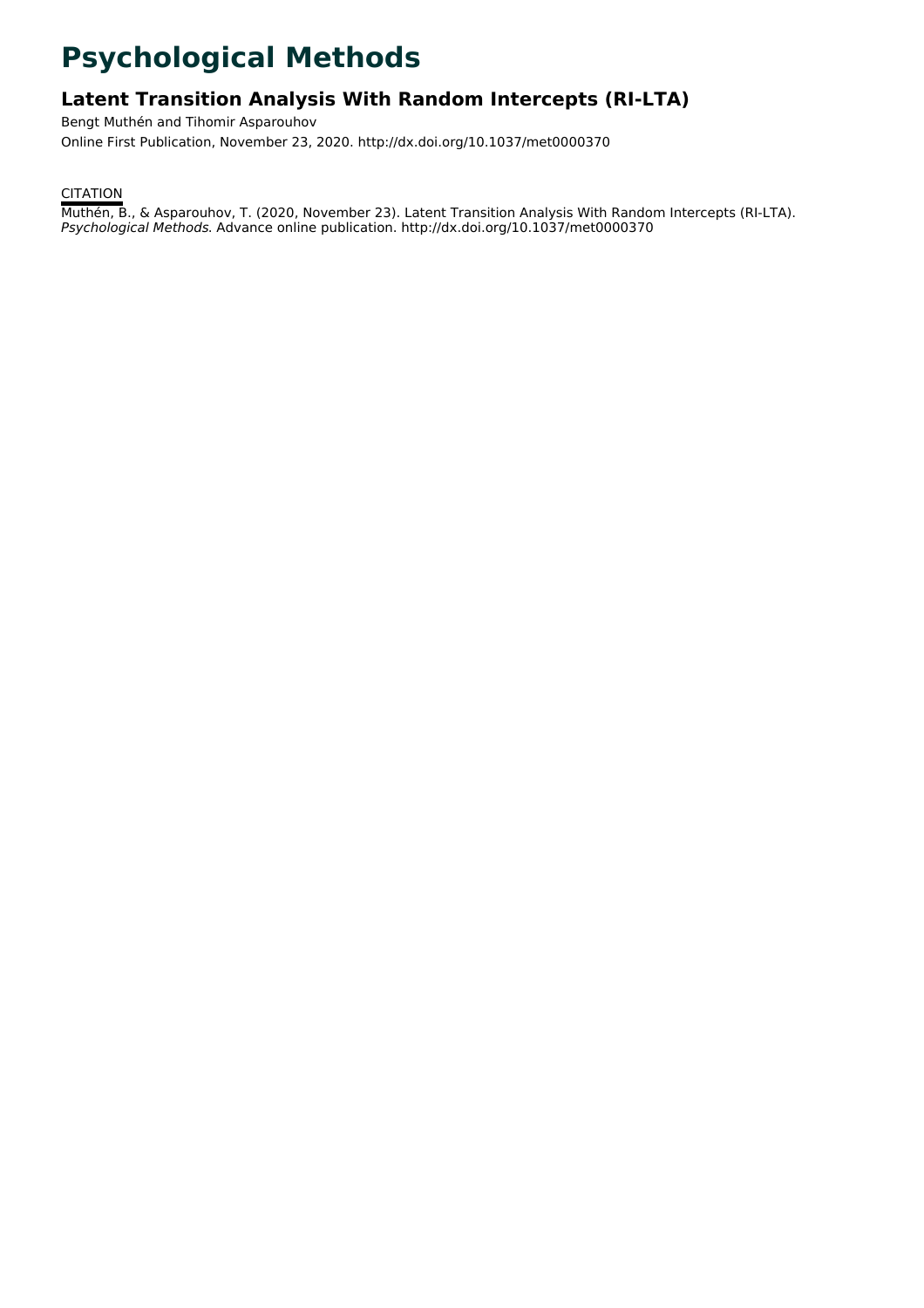# Psychological Methods

## Latent Transition Analysis With Random Intercepts (RI-LTA)

Bengt Muthén and Tihomir Asparouhov

Online First Publication, November 23, 2020. http://dx.doi.org/10.1037/met0000370

CITATION

Muthén, B., & Asparouhov, T. (2020, November 23). Latent Transition Analysis With Random Intercepts (RI-LTA). *Psychological Methods*. Advance online publication. http://dx.doi.org/10.1037/met0000370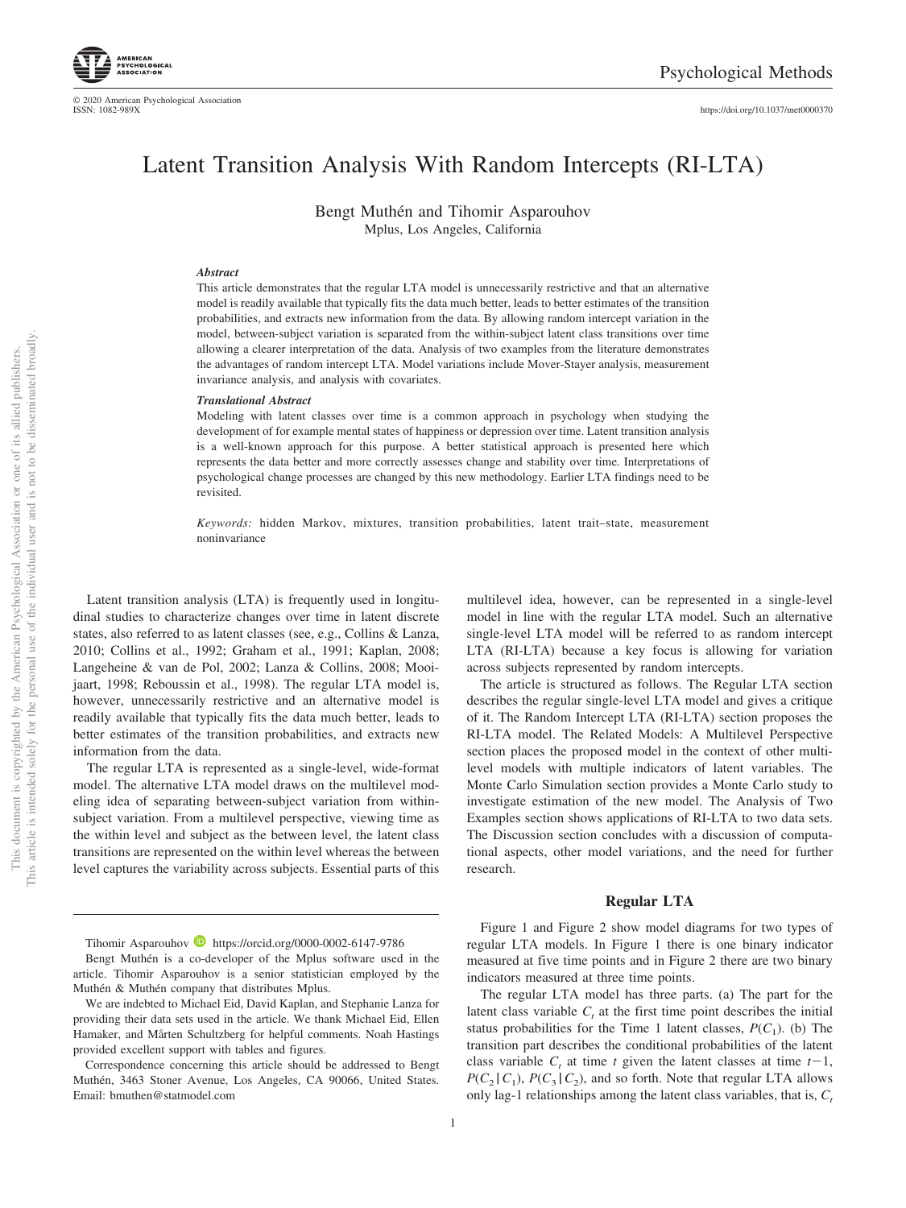# Latent Transition Analysis With Random Intercepts (RI-LTA)

Bengt Muthén and Tihomir Asparouhov

Mplus, Los Angeles, California

***Abstract***

This article demonstrates that the regular LTA model is unnecessarily restrictive and that an alternative model is readily available that typically fits the data much better, leads to better estimates of the transition probabilities, and extracts new information from the data. By allowing random intercept variation in the model, between-subject variation is separated from the within-subject latent class transitions over time allowing a clearer interpretation of the data. Analysis of two examples from the literature demonstrates the advantages of random intercept LTA. Model variations include Mover-Stayer analysis, measurement invariance analysis, and analysis with covariates.

***Translational Abstract***

Modeling with latent classes over time is a common approach in psychology when studying the development of for example mental states of happiness or depression over time. Latent transition analysis is a well-known approach for this purpose. A better statistical approach is presented here which represents the data better and more correctly assesses change and stability over time. Interpretations of psychological change processes are changed by this new methodology. Earlier LTA findings need to be revisited.

*Keywords:* hidden Markov, mixtures, transition probabilities, latent trait–state, measurement noninvariance

Latent transition analysis (LTA) is frequently used in longitudinal studies to characterize changes over time in latent discrete states, also referred to as latent classes (see, e.g., Collins & Lanza, 2010; Collins et al., 1992; Graham et al., 1991; Kaplan, 2008; Langeheine & van de Pol, 2002; Lanza & Collins, 2008; Mooijaart, 1998; Reboussin et al., 1998). The regular LTA model is, however, unnecessarily restrictive and an alternative model is readily available that typically fits the data much better, leads to better estimates of the transition probabilities, and extracts new information from the data.

The regular LTA is represented as a single-level, wide-format model. The alternative LTA model draws on the multilevel modeling idea of separating between-subject variation from within-subject variation. From a multilevel perspective, viewing time as the within level and subject as the between level, the latent class transitions are represented on the within level whereas the between level captures the variability across subjects. Essential parts of this multilevel idea, however, can be represented in a single-level model in line with the regular LTA model. Such an alternative single-level LTA model will be referred to as random intercept LTA (RI-LTA) because a key focus is allowing for variation across subjects represented by random intercepts.

The article is structured as follows. The Regular LTA section describes the regular single-level LTA model and gives a critique of it. The Random Intercept LTA (RI-LTA) section proposes the RI-LTA model. The Related Models: A Multilevel Perspective section places the proposed model in the context of other multilevel models with multiple indicators of latent variables. The Monte Carlo Simulation section provides a Monte Carlo study to investigate estimation of the new model. The Analysis of Two Examples section shows applications of RI-LTA to two data sets. The Discussion section concludes with a discussion of computational aspects, other model variations, and the need for further research.

## Regular LTA

Figure 1 and Figure 2 show model diagrams for two types of regular LTA models. In Figure 1 there is one binary indicator measured at five time points and in Figure 2 there are two binary indicators measured at three time points.

The regular LTA model has three parts. (a) The part for the latent class variable $C_t$ at the first time point describes the initial status probabilities for the Time 1 latent classes, $P(C_1)$. (b) The transition part describes the conditional probabilities of the latent class variable $C_t$ at time $t$ given the latent classes at time $t-1$, $P(C_2 \mid C_1)$, $P(C_3 \mid C_2)$, and so forth. Note that regular LTA allows only lag-1 relationships among the latent class variables, that is, $C_t$

---

Tihomir Asparouhov https://orcid.org/0000-0002-6147-9786

Bengt Muthén is a co-developer of the Mplus software used in the article. Tihomir Asparouhov is a senior statistician employed by the Muthén & Muthén company that distributes Mplus.

We are indebted to Michael Eid, David Kaplan, and Stephanie Lanza for providing their data sets used in the article. We thank Michael Eid, Ellen Hamaker, and Mårten Schultzberg for helpful comments. Noah Hastings provided excellent support with tables and figures.

Correspondence concerning this article should be addressed to Bengt Muthén, 3463 Stoner Avenue, Los Angeles, CA 90066, United States. Email: bmuthen@statmodel.com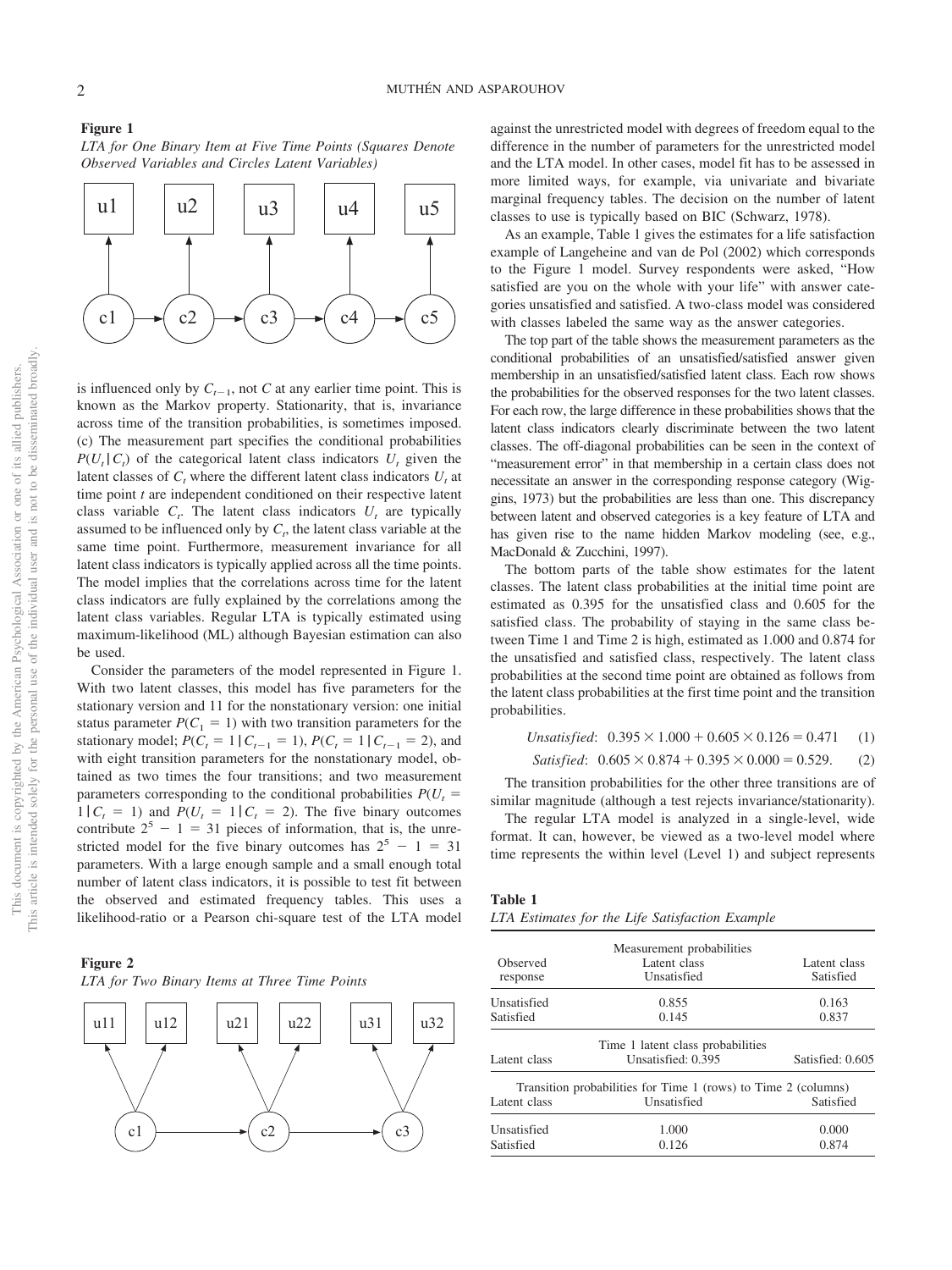**Figure 1**

*LTA for One Binary Item at Five Time Points (Squares Denote Observed Variables and Circles Latent Variables)*

is influenced only by $C_{t-1}$, not $C$ at any earlier time point. This is known as the Markov property. Stationarity, that is, invariance across time of the transition probabilities, is sometimes imposed. (c) The measurement part specifies the conditional probabilities $P(U_t | C_t)$ of the categorical latent class indicators $U_t$ given the latent classes of $C_t$ where the different latent class indicators $U_t$ at time point $t$ are independent conditioned on their respective latent class variable $C_t$. The latent class indicators $U_t$ are typically assumed to be influenced only by $C_t$, the latent class variable at the same time point. Furthermore, measurement invariance for all latent class indicators is typically applied across all the time points. The model implies that the correlations across time for the latent class indicators are fully explained by the correlations among the latent class variables. Regular LTA is typically estimated using maximum-likelihood (ML) although Bayesian estimation can also be used.

Consider the parameters of the model represented in Figure 1. With two latent classes, this model has five parameters for the stationary version and 11 for the nonstationary version: one initial status parameter $P(C_1 = 1)$ with two transition parameters for the stationary model; $P(C_t = 1 | C_{t-1} = 1)$, $P(C_t = 1 | C_{t-1} = 2)$, and with eight transition parameters for the nonstationary model, obtained as two times the four transitions; and two measurement parameters corresponding to the conditional probabilities $P(U_t = 1 | C_t = 1)$ and $P(U_t = 1 | C_t = 2)$. The five binary outcomes contribute $2^5 - 1 = 31$ pieces of information, that is, the unrestricted model for the five binary outcomes has $2^5 - 1 = 31$ parameters. With a large enough sample and a small enough total number of latent class indicators, it is possible to test fit between the observed and estimated frequency tables. This uses a likelihood-ratio or a Pearson chi-square test of the LTA model against the unrestricted model with degrees of freedom equal to the difference in the number of parameters for the unrestricted model and the LTA model. In other cases, model fit has to be assessed in more limited ways, for example, via univariate and bivariate marginal frequency tables. The decision on the number of latent classes to use is typically based on BIC (Schwarz, 1978).

**Figure 2**

*LTA for Two Binary Items at Three Time Points*

As an example, Table 1 gives the estimates for a life satisfaction example of Langeheine and van de Pol (2002) which corresponds to the Figure 1 model. Survey respondents were asked, "How satisfied are you on the whole with your life" with answer categories unsatisfied and satisfied. A two-class model was considered with classes labeled the same way as the answer categories.

The top part of the table shows the measurement parameters as the conditional probabilities of an unsatisfied/satisfied answer given membership in an unsatisfied/satisfied latent class. Each row shows the probabilities for the observed responses for the two latent classes. For each row, the large difference in these probabilities shows that the latent class indicators clearly discriminate between the two latent classes. The off-diagonal probabilities can be seen in the context of "measurement error" in that membership in a certain class does not necessitate an answer in the corresponding response category (Wiggins, 1973) but the probabilities are less than one. This discrepancy between latent and observed categories is a key feature of LTA and has given rise to the name hidden Markov modeling (see, e.g., MacDonald & Zucchini, 1997).

The bottom parts of the table show estimates for the latent classes. The latent class probabilities at the initial time point are estimated as 0.395 for the unsatisfied class and 0.605 for the satisfied class. The probability of staying in the same class between Time 1 and Time 2 is high, estimated as 1.000 and 0.874 for the unsatisfied and satisfied class, respectively. The latent class probabilities at the second time point are obtained as follows from the latent class probabilities at the first time point and the transition probabilities.

$$\textit{Unsatisfied}: \; 0.395 \times 1.000 + 0.605 \times 0.126 = 0.471 \quad (1)$$

$$\textit{Satisfied}: \; 0.605 \times 0.874 + 0.395 \times 0.000 = 0.529. \quad (2)$$

The transition probabilities for the other three transitions are of similar magnitude (although a test rejects invariance/stationarity).

The regular LTA model is analyzed in a single-level, wide format. It can, however, be viewed as a two-level model where time represents the within level (Level 1) and subject represents

**Table 1**

*LTA Estimates for the Life Satisfaction Example*

| | Measurement probabilities | |
|---|---|---|
| Observed response | Latent class Unsatisfied | Latent class Satisfied |
| Unsatisfied | 0.855 | 0.163 |
| Satisfied | 0.145 | 0.837 |
| | Time 1 latent class probabilities | |
| Latent class | Unsatisfied: 0.395 | Satisfied: 0.605 |
| | Transition probabilities for Time 1 (rows) to Time 2 (columns) | |
| Latent class | Unsatisfied | Satisfied |
| Unsatisfied | 1.000 | 0.000 |
| Satisfied | 0.126 | 0.874 |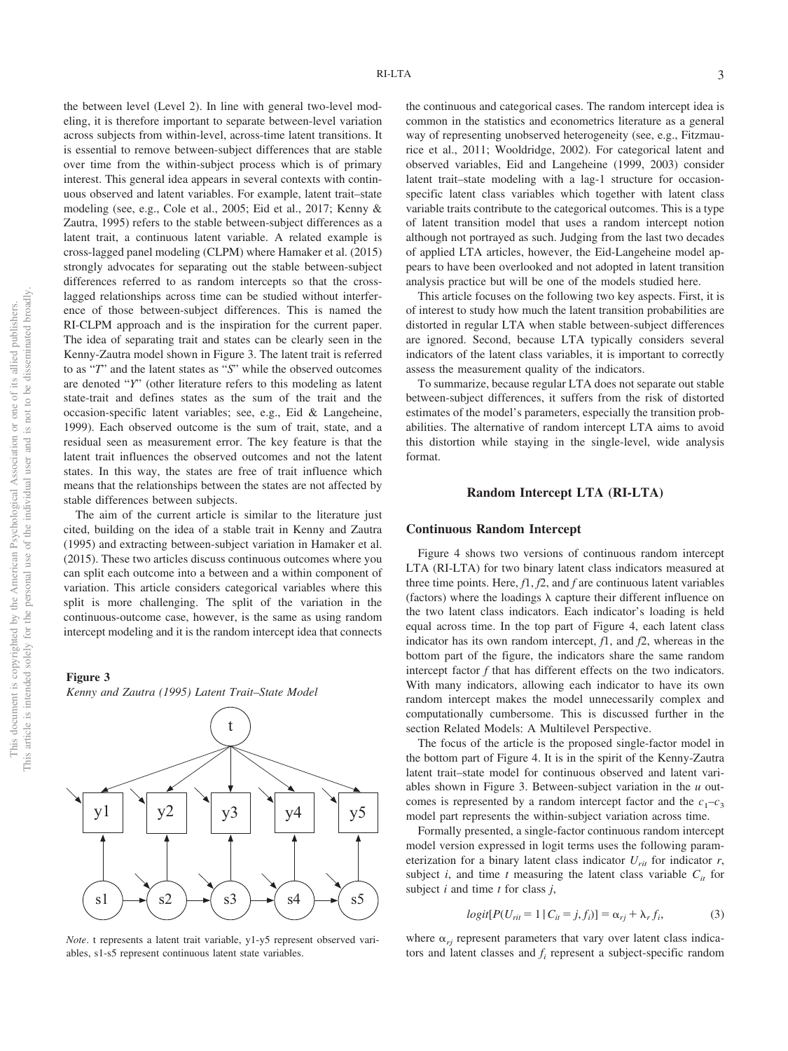the between level (Level 2). In line with general two-level modeling, it is therefore important to separate between-level variation across subjects from within-level, across-time latent transitions. It is essential to remove between-subject differences that are stable over time from the within-subject process which is of primary interest. This general idea appears in several contexts with continuous observed and latent variables. For example, latent trait–state modeling (see, e.g., Cole et al., 2005; Eid et al., 2017; Kenny & Zautra, 1995) refers to the stable between-subject differences as a latent trait, a continuous latent variable. A related example is cross-lagged panel modeling (CLPM) where Hamaker et al. (2015) strongly advocates for separating out the stable between-subject differences referred to as random intercepts so that the cross-lagged relationships across time can be studied without interference of those between-subject differences. This is named the RI-CLPM approach and is the inspiration for the current paper. The idea of separating trait and states can be clearly seen in the Kenny-Zautra model shown in Figure 3. The latent trait is referred to as "*T*" and the latent states as "*S*" while the observed outcomes are denoted "*Y*" (other literature refers to this modeling as latent state-trait and defines states as the sum of the trait and the occasion-specific latent variables; see, e.g., Eid & Langeheine, 1999). Each observed outcome is the sum of trait, state, and a residual seen as measurement error. The key feature is that the latent trait influences the observed outcomes and not the latent states. In this way, the states are free of trait influence which means that the relationships between the states are not affected by stable differences between subjects.

The aim of the current article is similar to the literature just cited, building on the idea of a stable trait in Kenny and Zautra (1995) and extracting between-subject variation in Hamaker et al. (2015). These two articles discuss continuous outcomes where you can split each outcome into a between and a within component of variation. This article considers categorical variables where this split is more challenging. The split of the variation in the continuous-outcome case, however, is the same as using random intercept modeling and it is the random intercept idea that connects

**Figure 3**

*Kenny and Zautra (1995) Latent Trait–State Model*

*Note*. t represents a latent trait variable, y1-y5 represent observed variables, s1-s5 represent continuous latent state variables.

the continuous and categorical cases. The random intercept idea is common in the statistics and econometrics literature as a general way of representing unobserved heterogeneity (see, e.g., Fitzmaurice et al., 2011; Wooldridge, 2002). For categorical latent and observed variables, Eid and Langeheine (1999, 2003) consider latent trait–state modeling with a lag-1 structure for occasion-specific latent class variables which together with latent class variable traits contribute to the categorical outcomes. This is a type of latent transition model that uses a random intercept notion although not portrayed as such. Judging from the last two decades of applied LTA articles, however, the Eid-Langeheine model appears to have been overlooked and not adopted in latent transition analysis practice but will be one of the models studied here.

This article focuses on the following two key aspects. First, it is of interest to study how much the latent transition probabilities are distorted in regular LTA when stable between-subject differences are ignored. Second, because LTA typically considers several indicators of the latent class variables, it is important to correctly assess the measurement quality of the indicators.

To summarize, because regular LTA does not separate out stable between-subject differences, it suffers from the risk of distorted estimates of the model's parameters, especially the transition probabilities. The alternative of random intercept LTA aims to avoid this distortion while staying in the single-level, wide analysis format.

## Random Intercept LTA (RI-LTA)

### Continuous Random Intercept

Figure 4 shows two versions of continuous random intercept LTA (RI-LTA) for two binary latent class indicators measured at three time points. Here, $f1$, $f2$, and $f$ are continuous latent variables (factors) where the loadings $\lambda$ capture their different influence on the two latent class indicators. Each indicator's loading is held equal across time. In the top part of Figure 4, each latent class indicator has its own random intercept, $f1$, and $f2$, whereas in the bottom part of the figure, the indicators share the same random intercept factor $f$ that has different effects on the two indicators. With many indicators, allowing each indicator to have its own random intercept makes the model unnecessarily complex and computationally cumbersome. This is discussed further in the section Related Models: A Multilevel Perspective.

The focus of the article is the proposed single-factor model in the bottom part of Figure 4. It is in the spirit of the Kenny-Zautra latent trait–state model for continuous observed and latent variables shown in Figure 3. Between-subject variation in the $u$ outcomes is represented by a random intercept factor and the $c_1$–$c_3$ model part represents the within-subject variation across time.

Formally presented, a single-factor continuous random intercept model version expressed in logit terms uses the following parameterization for a binary latent class indicator $U_{rit}$ for indicator $r$, subject $i$, and time $t$ measuring the latent class variable $C_{it}$ for subject $i$ and time $t$ for class $j$,

$$logit[P(U_{rit} = 1 \mid C_{it} = j, f_i)] = \alpha_{rj} + \lambda_r f_i, \tag{3}$$

where $\alpha_{rj}$ represent parameters that vary over latent class indicators and latent classes and $f_i$ represent a subject-specific random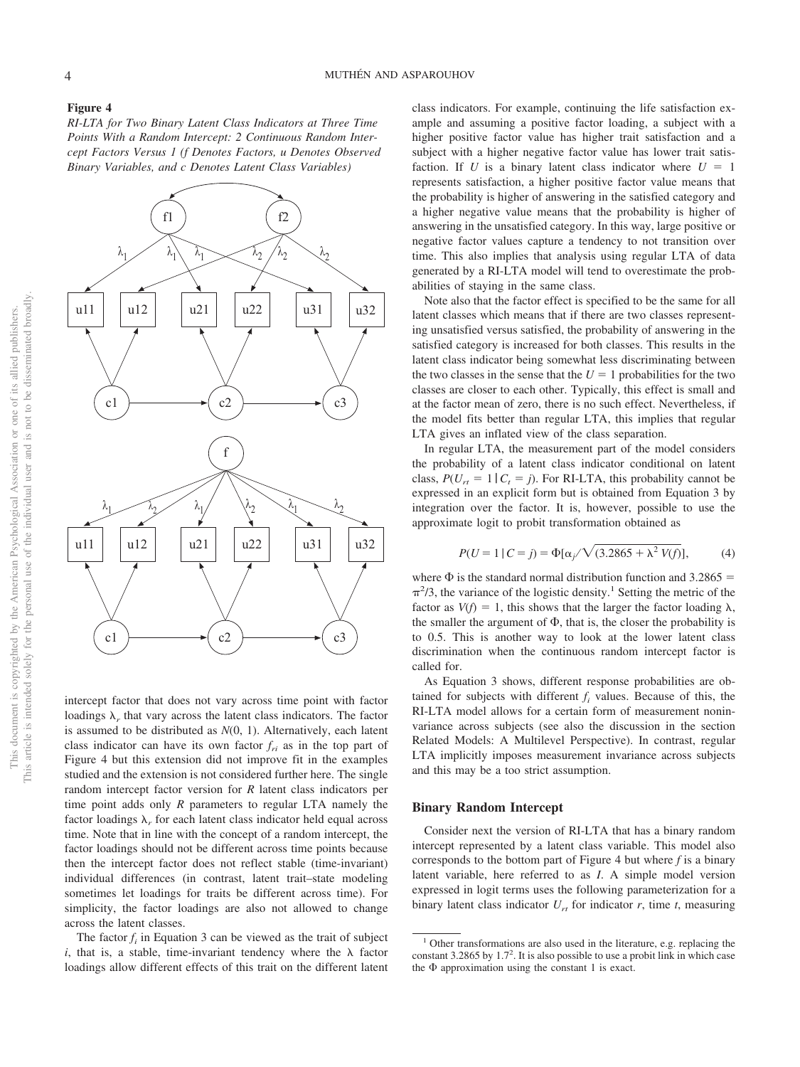**Figure 4**

*RI-LTA for Two Binary Latent Class Indicators at Three Time Points With a Random Intercept: 2 Continuous Random Intercept Factors Versus 1 (f Denotes Factors, u Denotes Observed Binary Variables, and c Denotes Latent Class Variables)*

intercept factor that does not vary across time point with factor loadings $\lambda_r$ that vary across the latent class indicators. The factor is assumed to be distributed as $N(0, 1)$. Alternatively, each latent class indicator can have its own factor $f_{ri}$ as in the top part of Figure 4 but this extension did not improve fit in the examples studied and the extension is not considered further here. The single random intercept factor version for $R$ latent class indicators per time point adds only $R$ parameters to regular LTA namely the factor loadings $\lambda_r$ for each latent class indicator held equal across time. Note that in line with the concept of a random intercept, the factor loadings should not be different across time points because then the intercept factor does not reflect stable (time-invariant) individual differences (in contrast, latent trait–state modeling sometimes let loadings for traits be different across time). For simplicity, the factor loadings are also not allowed to change across the latent classes.

The factor $f_i$ in Equation 3 can be viewed as the trait of subject $i$, that is, a stable, time-invariant tendency where the $\lambda$ factor loadings allow different effects of this trait on the different latent class indicators. For example, continuing the life satisfaction example and assuming a positive factor loading, a subject with a higher positive factor value has higher trait satisfaction and a subject with a higher negative factor value has lower trait satisfaction. If $U$ is a binary latent class indicator where $U = 1$ represents satisfaction, a higher positive factor value means that the probability is higher of answering in the satisfied category and a higher negative value means that the probability is higher of answering in the unsatisfied category. In this way, large positive or negative factor values capture a tendency to not transition over time. This also implies that analysis using regular LTA of data generated by a RI-LTA model will tend to overestimate the probabilities of staying in the same class.

Note also that the factor effect is specified to be the same for all latent classes which means that if there are two classes representing unsatisfied versus satisfied, the probability of answering in the satisfied category is increased for both classes. This results in the latent class indicator being somewhat less discriminating between the two classes in the sense that the $U = 1$ probabilities for the two classes are closer to each other. Typically, this effect is small and at the factor mean of zero, there is no such effect. Nevertheless, if the model fits better than regular LTA, this implies that regular LTA gives an inflated view of the class separation.

In regular LTA, the measurement part of the model considers the probability of a latent class indicator conditional on latent class, $P(U_{rt} = 1 \mid C_t = j)$. For RI-LTA, this probability cannot be expressed in an explicit form but is obtained from Equation 3 by integration over the factor. It is, however, possible to use the approximate logit to probit transformation obtained as

$$P(U = 1 \mid C = j) = \Phi[\alpha_j / \sqrt{(3.2865 + \lambda^2\, V(f))}], \qquad (4)$$

where $\Phi$ is the standard normal distribution function and $3.2865 = \pi^2/3$, the variance of the logistic density.[1] Setting the metric of the factor as $V(f) = 1$, this shows that the larger the factor loading $\lambda$, the smaller the argument of $\Phi$, that is, the closer the probability is to 0.5. This is another way to look at the lower latent class discrimination when the continuous random intercept factor is called for.

As Equation 3 shows, different response probabilities are obtained for subjects with different $f_i$ values. Because of this, the RI-LTA model allows for a certain form of measurement noninvariance across subjects (see also the discussion in the section Related Models: A Multilevel Perspective). In contrast, regular LTA implicitly imposes measurement invariance across subjects and this may be a too strict assumption.

## Binary Random Intercept

Consider next the version of RI-LTA that has a binary random intercept represented by a latent class variable. This model also corresponds to the bottom part of Figure 4 but where $f$ is a binary latent variable, here referred to as $I$. A simple model version expressed in logit terms uses the following parameterization for a binary latent class indicator $U_{rt}$ for indicator $r$, time $t$, measuring

[1] Other transformations are also used in the literature, e.g. replacing the constant 3.2865 by $1.7^2$. It is also possible to use a probit link in which case the $\Phi$ approximation using the constant 1 is exact.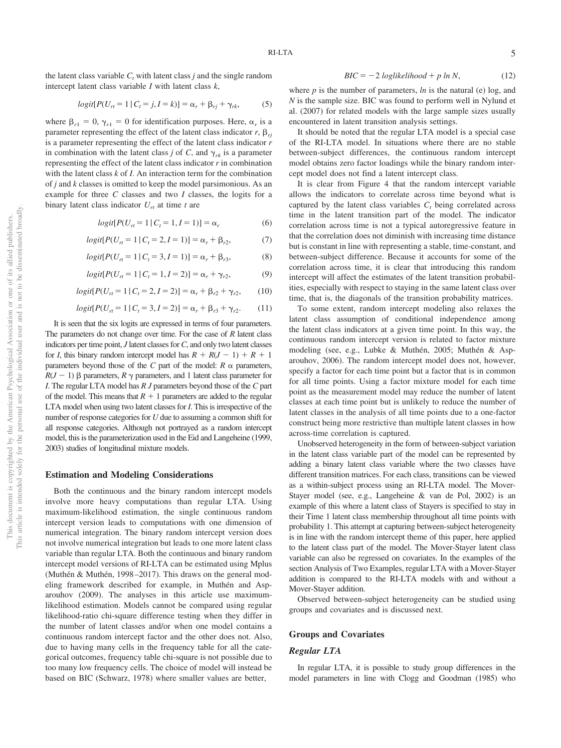the latent class variable $C_t$ with latent class $j$ and the single random intercept latent class variable $I$ with latent class $k$,

$$logit[P(U_{rt} = 1 \mid C_t = j, I = k)] = \alpha_r + \beta_{rj} + \gamma_{rk}, \quad (5)$$

where $\beta_{r1} = 0$, $\gamma_{r1} = 0$ for identification purposes. Here, $\alpha_r$ is a parameter representing the effect of the latent class indicator $r$, $\beta_{rj}$ is a parameter representing the effect of the latent class indicator $r$ in combination with the latent class $j$ of $C$, and $\gamma_{rk}$ is a parameter representing the effect of the latent class indicator $r$ in combination with the latent class $k$ of $I$. An interaction term for the combination of $j$ and $k$ classes is omitted to keep the model parsimonious. As an example for three $C$ classes and two $I$ classes, the logits for a binary latent class indicator $U_{rt}$ at time $t$ are

$$logit[P(U_{rt} = 1 \mid C_t = 1, I = 1)] = \alpha_r \quad (6)$$

$$logit[P(U_{rt} = 1 \mid C_t = 2, I = 1)] = \alpha_r + \beta_{r2}, \quad (7)$$

$$logit[P(U_{rt} = 1 \mid C_t = 3, I = 1)] = \alpha_r + \beta_{r3}, \quad (8)$$

$$logit[P(U_{rt} = 1 \mid C_t = 1, I = 2)] = \alpha_r + \gamma_{r2}, \quad (9)$$

$$logit[P(U_{rt} = 1 \mid C_t = 2, I = 2)] = \alpha_r + \beta_{r2} + \gamma_{r2}, \quad (10)$$

$$logit[P(U_{rt} = 1 \mid C_t = 3, I = 2)] = \alpha_r + \beta_{r3} + \gamma_{r2}. \quad (11)$$

It is seen that the six logits are expressed in terms of four parameters. The parameters do not change over time. For the case of $R$ latent class indicators per time point, $J$ latent classes for $C$, and only two latent classes for $I$, this binary random intercept model has $R + R(J - 1) + R + 1$ parameters beyond those of the $C$ part of the model: $R$ $\alpha$ parameters, $R(J - 1)$ $\beta$ parameters, $R$ $\gamma$ parameters, and 1 latent class parameter for $I$. The regular LTA model has $R\,J$ parameters beyond those of the $C$ part of the model. This means that $R + 1$ parameters are added to the regular LTA model when using two latent classes for $I$. This is irrespective of the number of response categories for $U$ due to assuming a common shift for all response categories. Although not portrayed as a random intercept model, this is the parameterization used in the Eid and Langeheine (1999, 2003) studies of longitudinal mixture models.

## Estimation and Modeling Considerations

Both the continuous and the binary random intercept models involve more heavy computations than regular LTA. Using maximum-likelihood estimation, the single continuous random intercept version leads to computations with one dimension of numerical integration. The binary random intercept version does not involve numerical integration but leads to one more latent class variable than regular LTA. Both the continuous and binary random intercept model versions of RI-LTA can be estimated using Mplus (Muthén & Muthén, 1998–2017). This draws on the general modeling framework described for example, in Muthén and Asparouhov (2009). The analyses in this article use maximum-likelihood estimation. Models cannot be compared using regular likelihood-ratio chi-square difference testing when they differ in the number of latent classes and/or when one model contains a continuous random intercept factor and the other does not. Also, due to having many cells in the frequency table for all the categorical outcomes, frequency table chi-square is not possible due to too many low frequency cells. The choice of model will instead be based on BIC (Schwarz, 1978) where smaller values are better,

$$BIC = -2\ loglikelihood + p\ ln\ N, \quad (12)$$

where $p$ is the number of parameters, $ln$ is the natural (e) log, and $N$ is the sample size. BIC was found to perform well in Nylund et al. (2007) for related models with the large sample sizes usually encountered in latent transition analysis settings.

It should be noted that the regular LTA model is a special case of the RI-LTA model. In situations where there are no stable between-subject differences, the continuous random intercept model obtains zero factor loadings while the binary random intercept model does not find a latent intercept class.

It is clear from Figure 4 that the random intercept variable allows the indicators to correlate across time beyond what is captured by the latent class variables $C_t$ being correlated across time in the latent transition part of the model. The indicator correlation across time is not a typical autoregressive feature in that the correlation does not diminish with increasing time distance but is constant in line with representing a stable, time-constant, and between-subject difference. Because it accounts for some of the correlation across time, it is clear that introducing this random intercept will affect the estimates of the latent transition probabilities, especially with respect to staying in the same latent class over time, that is, the diagonals of the transition probability matrices.

To some extent, random intercept modeling also relaxes the latent class assumption of conditional independence among the latent class indicators at a given time point. In this way, the continuous random intercept version is related to factor mixture modeling (see, e.g., Lubke & Muthén, 2005; Muthén & Asparouhov, 2006). The random intercept model does not, however, specify a factor for each time point but a factor that is in common for all time points. Using a factor mixture model for each time point as the measurement model may reduce the number of latent classes at each time point but is unlikely to reduce the number of latent classes in the analysis of all time points due to a one-factor construct being more restrictive than multiple latent classes in how across-time correlation is captured.

Unobserved heterogeneity in the form of between-subject variation in the latent class variable part of the model can be represented by adding a binary latent class variable where the two classes have different transition matrices. For each class, transitions can be viewed as a within-subject process using an RI-LTA model. The Mover-Stayer model (see, e.g., Langeheine & van de Pol, 2002) is an example of this where a latent class of Stayers is specified to stay in their Time 1 latent class membership throughout all time points with probability 1. This attempt at capturing between-subject heterogeneity is in line with the random intercept theme of this paper, here applied to the latent class part of the model. The Mover-Stayer latent class variable can also be regressed on covariates. In the examples of the section Analysis of Two Examples, regular LTA with a Mover-Stayer addition is compared to the RI-LTA models with and without a Mover-Stayer addition.

Observed between-subject heterogeneity can be studied using groups and covariates and is discussed next.

## Groups and Covariates

### Regular LTA

In regular LTA, it is possible to study group differences in the model parameters in line with Clogg and Goodman (1985) who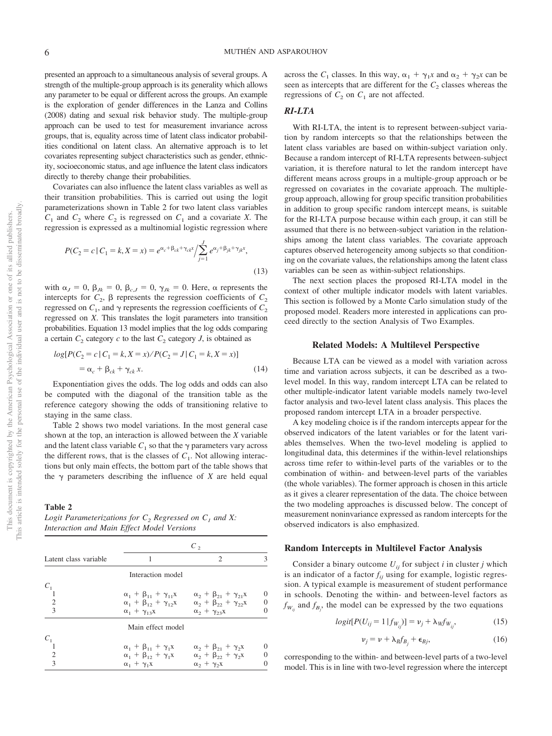presented an approach to a simultaneous analysis of several groups. A strength of the multiple-group approach is its generality which allows any parameter to be equal or different across the groups. An example is the exploration of gender differences in the Lanza and Collins (2008) dating and sexual risk behavior study. The multiple-group approach can be used to test for measurement invariance across groups, that is, equality across time of latent class indicator probabilities conditional on latent class. An alternative approach is to let covariates representing subject characteristics such as gender, ethnicity, socioeconomic status, and age influence the latent class indicators directly to thereby change their probabilities.

Covariates can also influence the latent class variables as well as their transition probabilities. This is carried out using the logit parameterizations shown in Table 2 for two latent class variables $C_1$ and $C_2$ where $C_2$ is regressed on $C_1$ and a covariate $X$. The regression is expressed as a multinomial logistic regression where

$$P(C_2 = c \mid C_1 = k, X = x) = e^{\alpha_c + \beta_{ck} + \gamma_{ck} x} \Big/ \sum_{j=1}^{J} e^{\alpha_j + \beta_{jk} + \gamma_{jk} x}, \tag{13}$$

with $\alpha_J = 0$, $\beta_{Jk} = 0$, $\beta_{c,J} = 0$, $\gamma_{Jk} = 0$. Here, $\alpha$ represents the intercepts for $C_2$, $\beta$ represents the regression coefficients of $C_2$ regressed on $C_1$, and $\gamma$ represents the regression coefficients of $C_2$ regressed on $X$. This translates the logit parameters into transition probabilities. Equation 13 model implies that the log odds comparing a certain $C_2$ category $c$ to the last $C_2$ category $J$, is obtained as

$$\begin{aligned} & log[P(C_2 = c \mid C_1 = k, X = x)/P(C_2 = J \mid C_1 = k, X = x)] \\ & \quad = \alpha_c + \beta_{ck} + \gamma_{ck}\, x. \end{aligned} \tag{14}$$

Exponentiation gives the odds. The log odds and odds can also be computed with the diagonal of the transition table as the reference category showing the odds of transitioning relative to staying in the same class.

Table 2 shows two model variations. In the most general case shown at the top, an interaction is allowed between the $X$ variable and the latent class variable $C_1$ so that the $\gamma$ parameters vary across the different rows, that is the classes of $C_1$. Not allowing interactions but only main effects, the bottom part of the table shows that the $\gamma$ parameters describing the influence of $X$ are held equal across the $C_1$ classes. In this way, $\alpha_1 + \gamma_1 x$ and $\alpha_2 + \gamma_2 x$ can be seen as intercepts that are different for the $C_2$ classes whereas the regressions of $C_2$ on $C_1$ are not affected.

**Table 2**
*Logit Parameterizations for $C_2$ Regressed on $C_1$ and X: Interaction and Main Effect Model Versions*

| Latent class variable | $C_2$: 1 | 2 | 3 |
|---|---|---|---|
| | Interaction model | | |
| $C_1$ | | | |
| 1 | $\alpha_1 + \beta_{11} + \gamma_{11}x$ | $\alpha_2 + \beta_{21} + \gamma_{21}x$ | 0 |
| 2 | $\alpha_1 + \beta_{12} + \gamma_{12}x$ | $\alpha_2 + \beta_{22} + \gamma_{22}x$ | 0 |
| 3 | $\alpha_1 + \gamma_{13}x$ | $\alpha_2 + \gamma_{23}x$ | 0 |
| | Main effect model | | |
| $C_1$ | | | |
| 1 | $\alpha_1 + \beta_{11} + \gamma_1 x$ | $\alpha_2 + \beta_{21} + \gamma_2 x$ | 0 |
| 2 | $\alpha_1 + \beta_{12} + \gamma_1 x$ | $\alpha_2 + \beta_{22} + \gamma_2 x$ | 0 |
| 3 | $\alpha_1 + \gamma_1 x$ | $\alpha_2 + \gamma_2 x$ | 0 |

### *RI-LTA*

With RI-LTA, the intent is to represent between-subject variation by random intercepts so that the relationships between the latent class variables are based on within-subject variation only. Because a random intercept of RI-LTA represents between-subject variation, it is therefore natural to let the random intercept have different means across groups in a multiple-group approach or be regressed on covariates in the covariate approach. The multiple-group approach, allowing for group specific transition probabilities in addition to group specific random intercept means, is suitable for the RI-LTA purpose because within each group, it can still be assumed that there is no between-subject variation in the relationships among the latent class variables. The covariate approach captures observed heterogeneity among subjects so that conditioning on the covariate values, the relationships among the latent class variables can be seen as within-subject relationships.

The next section places the proposed RI-LTA model in the context of other multiple indicator models with latent variables. This section is followed by a Monte Carlo simulation study of the proposed model. Readers more interested in applications can proceed directly to the section Analysis of Two Examples.

## Related Models: A Multilevel Perspective

Because LTA can be viewed as a model with variation across time and variation across subjects, it can be described as a two-level model. In this way, random intercept LTA can be related to other multiple-indicator latent variable models namely two-level factor analysis and two-level latent class analysis. This places the proposed random intercept LTA in a broader perspective.

A key modeling choice is if the random intercepts appear for the observed indicators of the latent variables or for the latent variables themselves. When the two-level modeling is applied to longitudinal data, this determines if the within-level relationships across time refer to within-level parts of the variables or to the combination of within- and between-level parts of the variables (the whole variables). The former approach is chosen in this article as it gives a clearer representation of the data. The choice between the two modeling approaches is discussed below. The concept of measurement noninvariance expressed as random intercepts for the observed indicators is also emphasized.

### Random Intercepts in Multilevel Factor Analysis

Consider a binary outcome $U_{ij}$ for subject $i$ in cluster $j$ which is an indicator of a factor $f_{ij}$ using for example, logistic regression. A typical example is measurement of student performance in schools. Denoting the within- and between-level factors as $f_{W_{ij}}$ and $f_{B_j}$, the model can be expressed by the two equations

$$logit[P(U_{ij} = 1 \mid f_{W_{ij}})] = \nu_j + \lambda_W f_{W_{ij}}, \tag{15}$$

$$\nu_j = \nu + \lambda_B f_{B_j} + \epsilon_{Bj}, \tag{16}$$

corresponding to the within- and between-level parts of a two-level model. This is in line with two-level regression where the intercept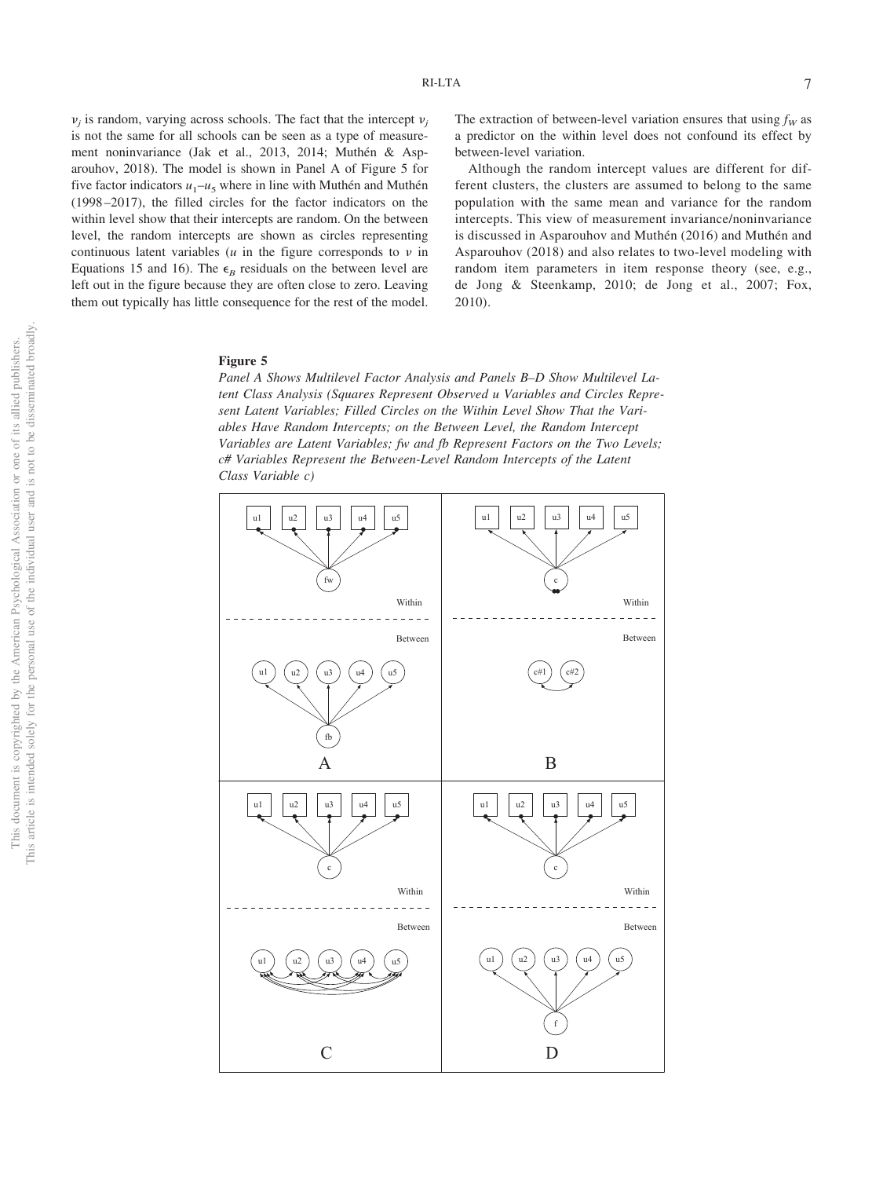$\nu_j$ is random, varying across schools. The fact that the intercept $\nu_j$ is not the same for all schools can be seen as a type of measurement noninvariance (Jak et al., 2013, 2014; Muthén & Asparouhov, 2018). The model is shown in Panel A of Figure 5 for five factor indicators $u_1$–$u_5$ where in line with Muthén and Muthén (1998–2017), the filled circles for the factor indicators on the within level show that their intercepts are random. On the between level, the random intercepts are shown as circles representing continuous latent variables ($u$ in the figure corresponds to $\nu$ in Equations 15 and 16). The $\epsilon_B$ residuals on the between level are left out in the figure because they are often close to zero. Leaving them out typically has little consequence for the rest of the model. The extraction of between-level variation ensures that using $f_W$ as a predictor on the within level does not confound its effect by between-level variation.

Although the random intercept values are different for different clusters, the clusters are assumed to belong to the same population with the same mean and variance for the random intercepts. This view of measurement invariance/noninvariance is discussed in Asparouhov and Muthén (2016) and Muthén and Asparouhov (2018) and also relates to two-level modeling with random item parameters in item response theory (see, e.g., de Jong & Steenkamp, 2010; de Jong et al., 2007; Fox, 2010).

**Figure 5**

*Panel A Shows Multilevel Factor Analysis and Panels B–D Show Multilevel Latent Class Analysis (Squares Represent Observed u Variables and Circles Represent Latent Variables; Filled Circles on the Within Level Show That the Variables Have Random Intercepts; on the Between Level, the Random Intercept Variables are Latent Variables; fw and fb Represent Factors on the Two Levels; c# Variables Represent the Between-Level Random Intercepts of the Latent Class Variable c)*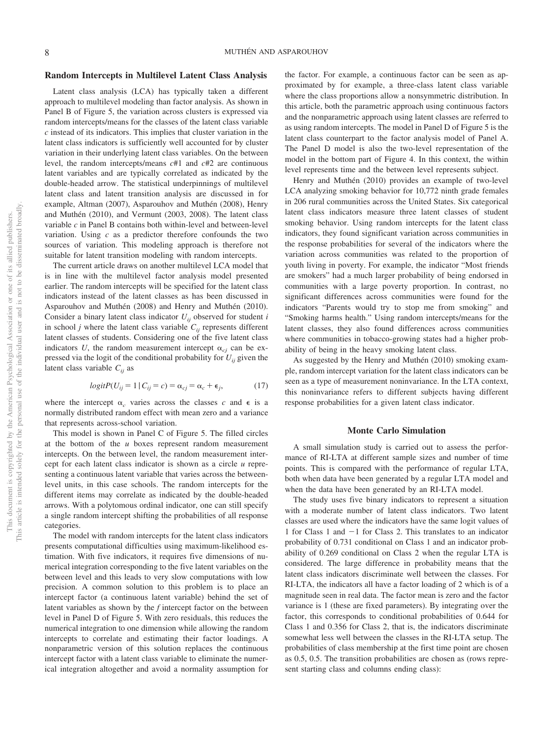## Random Intercepts in Multilevel Latent Class Analysis

Latent class analysis (LCA) has typically taken a different approach to multilevel modeling than factor analysis. As shown in Panel B of Figure 5, the variation across clusters is expressed via random intercepts/means for the classes of the latent class variable $c$ instead of its indicators. This implies that cluster variation in the latent class indicators is sufficiently well accounted for by cluster variation in their underlying latent class variables. On the between level, the random intercepts/means $c$#1 and $c$#2 are continuous latent variables and are typically correlated as indicated by the double-headed arrow. The statistical underpinnings of multilevel latent class and latent transition analysis are discussed in for example, Altman (2007), Asparouhov and Muthén (2008), Henry and Muthén (2010), and Vermunt (2003, 2008). The latent class variable $c$ in Panel B contains both within-level and between-level variation. Using $c$ as a predictor therefore confounds the two sources of variation. This modeling approach is therefore not suitable for latent transition modeling with random intercepts.

The current article draws on another multilevel LCA model that is in line with the multilevel factor analysis model presented earlier. The random intercepts will be specified for the latent class indicators instead of the latent classes as has been discussed in Asparouhov and Muthén (2008) and Henry and Muthén (2010). Consider a binary latent class indicator $U_{ij}$ observed for student $i$ in school $j$ where the latent class variable $C_{ij}$ represents different latent classes of students. Considering one of the five latent class indicators $U$, the random measurement intercept $\alpha_{cj}$ can be expressed via the logit of the conditional probability for $U_{ij}$ given the latent class variable $C_{ij}$ as

$$logitP(U_{ij} = 1 \mid C_{ij} = c) = \alpha_{cj} = \alpha_c + \epsilon_j, \tag{17}$$

where the intercept $\alpha_c$ varies across the classes $c$ and $\epsilon$ is a normally distributed random effect with mean zero and a variance that represents across-school variation.

This model is shown in Panel C of Figure 5. The filled circles at the bottom of the $u$ boxes represent random measurement intercepts. On the between level, the random measurement intercept for each latent class indicator is shown as a circle $u$ representing a continuous latent variable that varies across the between-level units, in this case schools. The random intercepts for the different items may correlate as indicated by the double-headed arrows. With a polytomous ordinal indicator, one can still specify a single random intercept shifting the probabilities of all response categories.

The model with random intercepts for the latent class indicators presents computational difficulties using maximum-likelihood estimation. With five indicators, it requires five dimensions of numerical integration corresponding to the five latent variables on the between level and this leads to very slow computations with low precision. A common solution to this problem is to place an intercept factor (a continuous latent variable) behind the set of latent variables as shown by the $f$ intercept factor on the between level in Panel D of Figure 5. With zero residuals, this reduces the numerical integration to one dimension while allowing the random intercepts to correlate and estimating their factor loadings. A nonparametric version of this solution replaces the continuous intercept factor with a latent class variable to eliminate the numerical integration altogether and avoid a normality assumption for the factor. For example, a continuous factor can be seen as approximated by for example, a three-class latent class variable where the class proportions allow a nonsymmetric distribution. In this article, both the parametric approach using continuous factors and the nonparametric approach using latent classes are referred to as using random intercepts. The model in Panel D of Figure 5 is the latent class counterpart to the factor analysis model of Panel A. The Panel D model is also the two-level representation of the model in the bottom part of Figure 4. In this context, the within level represents time and the between level represents subject.

Henry and Muthén (2010) provides an example of two-level LCA analyzing smoking behavior for 10,772 ninth grade females in 206 rural communities across the United States. Six categorical latent class indicators measure three latent classes of student smoking behavior. Using random intercepts for the latent class indicators, they found significant variation across communities in the response probabilities for several of the indicators where the variation across communities was related to the proportion of youth living in poverty. For example, the indicator "Most friends are smokers" had a much larger probability of being endorsed in communities with a large poverty proportion. In contrast, no significant differences across communities were found for the indicators "Parents would try to stop me from smoking" and "Smoking harms health." Using random intercepts/means for the latent classes, they also found differences across communities where communities in tobacco-growing states had a higher probability of being in the heavy smoking latent class.

As suggested by the Henry and Muthén (2010) smoking example, random intercept variation for the latent class indicators can be seen as a type of measurement noninvariance. In the LTA context, this noninvariance refers to different subjects having different response probabilities for a given latent class indicator.

## Monte Carlo Simulation

A small simulation study is carried out to assess the performance of RI-LTA at different sample sizes and number of time points. This is compared with the performance of regular LTA, both when data have been generated by a regular LTA model and when the data have been generated by an RI-LTA model.

The study uses five binary indicators to represent a situation with a moderate number of latent class indicators. Two latent classes are used where the indicators have the same logit values of 1 for Class 1 and −1 for Class 2. This translates to an indicator probability of 0.731 conditional on Class 1 and an indicator probability of 0.269 conditional on Class 2 when the regular LTA is considered. The large difference in probability means that the latent class indicators discriminate well between the classes. For RI-LTA, the indicators all have a factor loading of 2 which is of a magnitude seen in real data. The factor mean is zero and the factor variance is 1 (these are fixed parameters). By integrating over the factor, this corresponds to conditional probabilities of 0.644 for Class 1 and 0.356 for Class 2, that is, the indicators discriminate somewhat less well between the classes in the RI-LTA setup. The probabilities of class membership at the first time point are chosen as 0.5, 0.5. The transition probabilities are chosen as (rows represent starting class and columns ending class):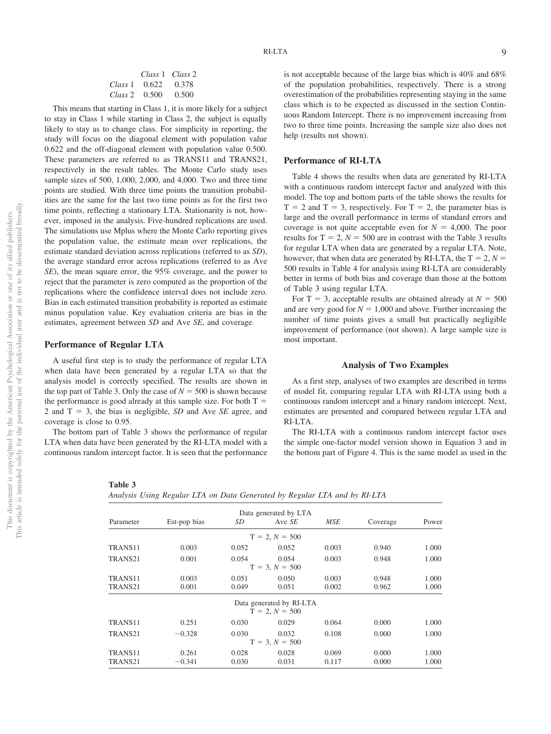| | *Class* 1 | *Class* 2 |
|---|---|---|
| *Class* 1 | 0.622 | 0.378 |
| *Class* 2 | 0.500 | 0.500 |

This means that starting in Class 1, it is more likely for a subject to stay in Class 1 while starting in Class 2, the subject is equally likely to stay as to change class. For simplicity in reporting, the study will focus on the diagonal element with population value 0.622 and the off-diagonal element with population value 0.500. These parameters are referred to as TRANS11 and TRANS21, respectively in the result tables. The Monte Carlo study uses sample sizes of 500, 1,000, 2,000, and 4,000. Two and three time points are studied. With three time points the transition probabilities are the same for the last two time points as for the first two time points, reflecting a stationary LTA. Stationarity is not, however, imposed in the analysis. Five-hundred replications are used. The simulations use Mplus where the Monte Carlo reporting gives the population value, the estimate mean over replications, the estimate standard deviation across replications (referred to as *SD*), the average standard error across replications (referred to as Ave *SE*), the mean square error, the 95% coverage, and the power to reject that the parameter is zero computed as the proportion of the replications where the confidence interval does not include zero. Bias in each estimated transition probability is reported as estimate minus population value. Key evaluation criteria are bias in the estimates, agreement between *SD* and Ave *SE*, and coverage.

### Performance of Regular LTA

A useful first step is to study the performance of regular LTA when data have been generated by a regular LTA so that the analysis model is correctly specified. The results are shown in the top part of Table 3. Only the case of $N = 500$ is shown because the performance is good already at this sample size. For both $T = 2$ and $T = 3$, the bias is negligible, *SD* and Ave *SE* agree, and coverage is close to 0.95.

The bottom part of Table 3 shows the performance of regular LTA when data have been generated by the RI-LTA model with a continuous random intercept factor. It is seen that the performance is not acceptable because of the large bias which is 40% and 68% of the population probabilities, respectively. There is a strong overestimation of the probabilities representing staying in the same class which is to be expected as discussed in the section Continuous Random Intercept. There is no improvement increasing from two to three time points. Increasing the sample size also does not help (results not shown).

### Performance of RI-LTA

Table 4 shows the results when data are generated by RI-LTA with a continuous random intercept factor and analyzed with this model. The top and bottom parts of the table shows the results for $T = 2$ and $T = 3$, respectively. For $T = 2$, the parameter bias is large and the overall performance in terms of standard errors and coverage is not quite acceptable even for $N = 4{,}000$. The poor results for $T = 2$, $N = 500$ are in contrast with the Table 3 results for regular LTA when data are generated by a regular LTA. Note, however, that when data are generated by RI-LTA, the $T = 2$, $N = 500$ results in Table 4 for analysis using RI-LTA are considerably better in terms of both bias and coverage than those at the bottom of Table 3 using regular LTA.

For $T = 3$, acceptable results are obtained already at $N = 500$ and are very good for $N = 1{,}000$ and above. Further increasing the number of time points gives a small but practically negligible improvement of performance (not shown). A large sample size is most important.

## Analysis of Two Examples

As a first step, analyses of two examples are described in terms of model fit, comparing regular LTA with RI-LTA using both a continuous random intercept and a binary random intercept. Next, estimates are presented and compared between regular LTA and RI-LTA.

The RI-LTA with a continuous random intercept factor uses the simple one-factor model version shown in Equation 3 and in the bottom part of Figure 4. This is the same model as used in the

**Table 3**
*Analysis Using Regular LTA on Data Generated by Regular LTA and by RI-LTA*

| Parameter | Est-pop bias | *SD* | Ave *SE* | *MSE* | Coverage | Power |
|---|---|---|---|---|---|---|
| | | | Data generated by LTA | | | |
| | | | $T = 2$, $N = 500$ | | | |
| TRANS11 | 0.003 | 0.052 | 0.052 | 0.003 | 0.940 | 1.000 |
| TRANS21 | 0.001 | 0.054 | 0.054 | 0.003 | 0.948 | 1.000 |
| | | | $T = 3$, $N = 500$ | | | |
| TRANS11 | 0.003 | 0.051 | 0.050 | 0.003 | 0.948 | 1.000 |
| TRANS21 | 0.001 | 0.049 | 0.051 | 0.002 | 0.962 | 1.000 |
| | | | Data generated by RI-LTA | | | |
| | | | $T = 2$, $N = 500$ | | | |
| TRANS11 | 0.251 | 0.030 | 0.029 | 0.064 | 0.000 | 1.000 |
| TRANS21 | −0.328 | 0.030 | 0.032 | 0.108 | 0.000 | 1.000 |
| | | | $T = 3$, $N = 500$ | | | |
| TRANS11 | 0.261 | 0.028 | 0.028 | 0.069 | 0.000 | 1.000 |
| TRANS21 | −0.341 | 0.030 | 0.031 | 0.117 | 0.000 | 1.000 |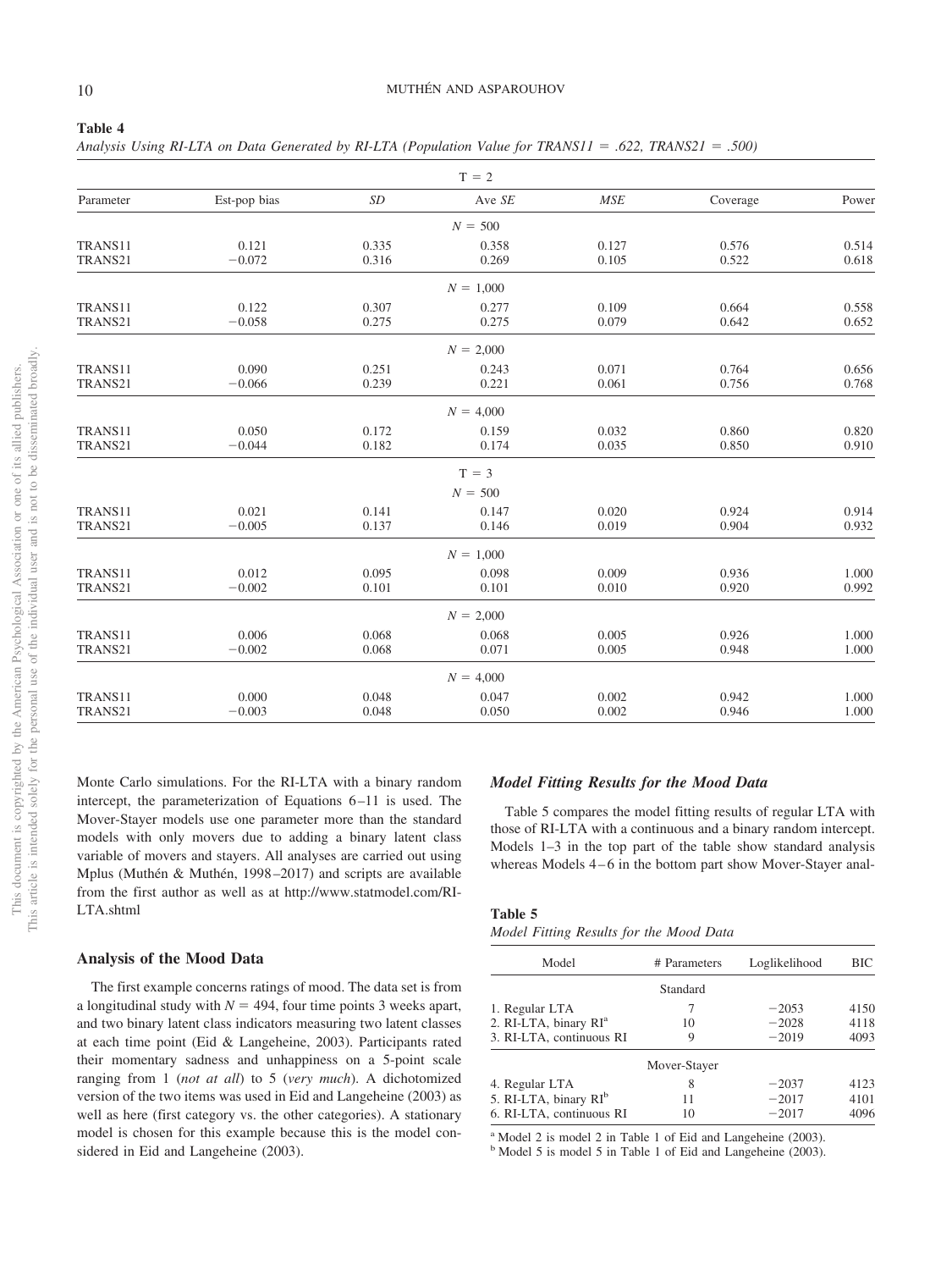**Table 4**

*Analysis Using RI-LTA on Data Generated by RI-LTA (Population Value for TRANS11 = .622, TRANS21 = .500)*

| Parameter | Est-pop bias | *SD* | Ave *SE* | *MSE* | Coverage | Power |
|---|---|---|---|---|---|---|
| | | | T = 2 | | | |
| | | | *N* = 500 | | | |
| TRANS11 | 0.121 | 0.335 | 0.358 | 0.127 | 0.576 | 0.514 |
| TRANS21 | −0.072 | 0.316 | 0.269 | 0.105 | 0.522 | 0.618 |
| | | | *N* = 1,000 | | | |
| TRANS11 | 0.122 | 0.307 | 0.277 | 0.109 | 0.664 | 0.558 |
| TRANS21 | −0.058 | 0.275 | 0.275 | 0.079 | 0.642 | 0.652 |
| | | | *N* = 2,000 | | | |
| TRANS11 | 0.090 | 0.251 | 0.243 | 0.071 | 0.764 | 0.656 |
| TRANS21 | −0.066 | 0.239 | 0.221 | 0.061 | 0.756 | 0.768 |
| | | | *N* = 4,000 | | | |
| TRANS11 | 0.050 | 0.172 | 0.159 | 0.032 | 0.860 | 0.820 |
| TRANS21 | −0.044 | 0.182 | 0.174 | 0.035 | 0.850 | 0.910 |
| | | | T = 3 | | | |
| | | | *N* = 500 | | | |
| TRANS11 | 0.021 | 0.141 | 0.147 | 0.020 | 0.924 | 0.914 |
| TRANS21 | −0.005 | 0.137 | 0.146 | 0.019 | 0.904 | 0.932 |
| | | | *N* = 1,000 | | | |
| TRANS11 | 0.012 | 0.095 | 0.098 | 0.009 | 0.936 | 1.000 |
| TRANS21 | −0.002 | 0.101 | 0.101 | 0.010 | 0.920 | 0.992 |
| | | | *N* = 2,000 | | | |
| TRANS11 | 0.006 | 0.068 | 0.068 | 0.005 | 0.926 | 1.000 |
| TRANS21 | −0.002 | 0.068 | 0.071 | 0.005 | 0.948 | 1.000 |
| | | | *N* = 4,000 | | | |
| TRANS11 | 0.000 | 0.048 | 0.047 | 0.002 | 0.942 | 1.000 |
| TRANS21 | −0.003 | 0.048 | 0.050 | 0.002 | 0.946 | 1.000 |

Monte Carlo simulations. For the RI-LTA with a binary random intercept, the parameterization of Equations 6–11 is used. The Mover-Stayer models use one parameter more than the standard models with only movers due to adding a binary latent class variable of movers and stayers. All analyses are carried out using Mplus (Muthén & Muthén, 1998–2017) and scripts are available from the first author as well as at http://www.statmodel.com/RI-LTA.shtml

## Analysis of the Mood Data

The first example concerns ratings of mood. The data set is from a longitudinal study with $N = 494$, four time points 3 weeks apart, and two binary latent class indicators measuring two latent classes at each time point (Eid & Langeheine, 2003). Participants rated their momentary sadness and unhappiness on a 5-point scale ranging from 1 (*not at all*) to 5 (*very much*). A dichotomized version of the two items was used in Eid and Langeheine (2003) as well as here (first category vs. the other categories). A stationary model is chosen for this example because this is the model considered in Eid and Langeheine (2003).

### Model Fitting Results for the Mood Data

Table 5 compares the model fitting results of regular LTA with those of RI-LTA with a continuous and a binary random intercept. Models 1–3 in the top part of the table show standard analysis whereas Models 4–6 in the bottom part show Mover-Stayer anal-

**Table 5**

*Model Fitting Results for the Mood Data*

| Model | # Parameters | Loglikelihood | BIC |
|---|---|---|---|
| | Standard | | |
| 1. Regular LTA | 7 | −2053 | 4150 |
| 2. RI-LTA, binary RI[a] | 10 | −2028 | 4118 |
| 3. RI-LTA, continuous RI | 9 | −2019 | 4093 |
| | Mover-Stayer | | |
| 4. Regular LTA | 8 | −2037 | 4123 |
| 5. RI-LTA, binary RI[b] | 11 | −2017 | 4101 |
| 6. RI-LTA, continuous RI | 10 | −2017 | 4096 |

[a] Model 2 is model 2 in Table 1 of Eid and Langeheine (2003).
[b] Model 5 is model 5 in Table 1 of Eid and Langeheine (2003).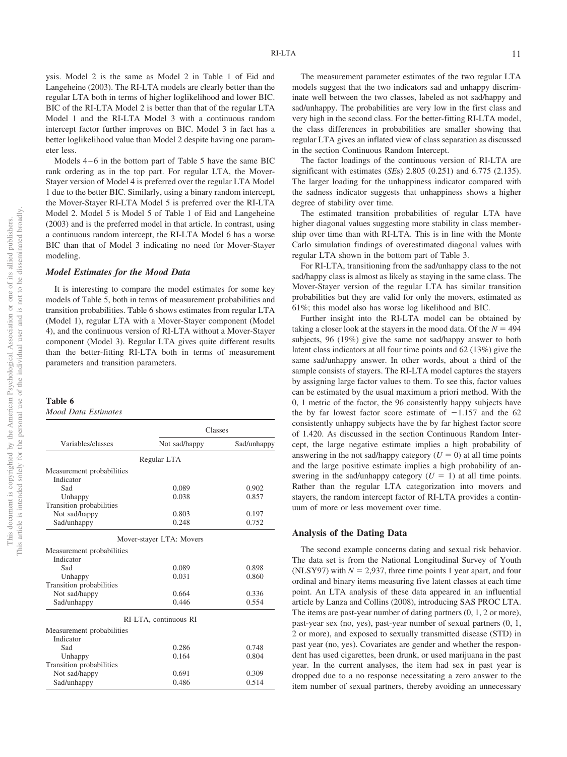ysis. Model 2 is the same as Model 2 in Table 1 of Eid and Langeheine (2003). The RI-LTA models are clearly better than the regular LTA both in terms of higher loglikelihood and lower BIC. BIC of the RI-LTA Model 2 is better than that of the regular LTA Model 1 and the RI-LTA Model 3 with a continuous random intercept factor further improves on BIC. Model 3 in fact has a better loglikelihood value than Model 2 despite having one parameter less.

Models 4–6 in the bottom part of Table 5 have the same BIC rank ordering as in the top part. For regular LTA, the Mover-Stayer version of Model 4 is preferred over the regular LTA Model 1 due to the better BIC. Similarly, using a binary random intercept, the Mover-Stayer RI-LTA Model 5 is preferred over the RI-LTA Model 2. Model 5 is Model 5 of Table 1 of Eid and Langeheine (2003) and is the preferred model in that article. In contrast, using a continuous random intercept, the RI-LTA Model 6 has a worse BIC than that of Model 3 indicating no need for Mover-Stayer modeling.

### *Model Estimates for the Mood Data*

It is interesting to compare the model estimates for some key models of Table 5, both in terms of measurement probabilities and transition probabilities. Table 6 shows estimates from regular LTA (Model 1), regular LTA with a Mover-Stayer component (Model 4), and the continuous version of RI-LTA without a Mover-Stayer component (Model 3). Regular LTA gives quite different results than the better-fitting RI-LTA both in terms of measurement parameters and transition parameters.

**Table 6**
*Mood Data Estimates*

| Variables/classes | Classes | |
|---|---|---|
| | Not sad/happy | Sad/unhappy |
| Regular LTA | | |
| Measurement probabilities | | |
| Indicator | | |
| Sad | 0.089 | 0.902 |
| Unhappy | 0.038 | 0.857 |
| Transition probabilities | | |
| Not sad/happy | 0.803 | 0.197 |
| Sad/unhappy | 0.248 | 0.752 |
| Mover-stayer LTA: Movers | | |
| Measurement probabilities | | |
| Indicator | | |
| Sad | 0.089 | 0.898 |
| Unhappy | 0.031 | 0.860 |
| Transition probabilities | | |
| Not sad/happy | 0.664 | 0.336 |
| Sad/unhappy | 0.446 | 0.554 |
| RI-LTA, continuous RI | | |
| Measurement probabilities | | |
| Indicator | | |
| Sad | 0.286 | 0.748 |
| Unhappy | 0.164 | 0.804 |
| Transition probabilities | | |
| Not sad/happy | 0.691 | 0.309 |
| Sad/unhappy | 0.486 | 0.514 |

The measurement parameter estimates of the two regular LTA models suggest that the two indicators sad and unhappy discriminate well between the two classes, labeled as not sad/happy and sad/unhappy. The probabilities are very low in the first class and very high in the second class. For the better-fitting RI-LTA model, the class differences in probabilities are smaller showing that regular LTA gives an inflated view of class separation as discussed in the section Continuous Random Intercept.

The factor loadings of the continuous version of RI-LTA are significant with estimates (*SE*s) 2.805 (0.251) and 6.775 (2.135). The larger loading for the unhappiness indicator compared with the sadness indicator suggests that unhappiness shows a higher degree of stability over time.

The estimated transition probabilities of regular LTA have higher diagonal values suggesting more stability in class membership over time than with RI-LTA. This is in line with the Monte Carlo simulation findings of overestimated diagonal values with regular LTA shown in the bottom part of Table 3.

For RI-LTA, transitioning from the sad/unhappy class to the not sad/happy class is almost as likely as staying in the same class. The Mover-Stayer version of the regular LTA has similar transition probabilities but they are valid for only the movers, estimated as 61%; this model also has worse log likelihood and BIC.

Further insight into the RI-LTA model can be obtained by taking a closer look at the stayers in the mood data. Of the $N = 494$ subjects, 96 (19%) give the same not sad/happy answer to both latent class indicators at all four time points and 62 (13%) give the same sad/unhappy answer. In other words, about a third of the sample consists of stayers. The RI-LTA model captures the stayers by assigning large factor values to them. To see this, factor values can be estimated by the usual maximum a priori method. With the 0, 1 metric of the factor, the 96 consistently happy subjects have the by far lowest factor score estimate of $-1.157$ and the 62 consistently unhappy subjects have the by far highest factor score of 1.420. As discussed in the section Continuous Random Intercept, the large negative estimate implies a high probability of answering in the not sad/happy category ($U = 0$) at all time points and the large positive estimate implies a high probability of answering in the sad/unhappy category ($U = 1$) at all time points. Rather than the regular LTA categorization into movers and stayers, the random intercept factor of RI-LTA provides a continuum of more or less movement over time.

## Analysis of the Dating Data

The second example concerns dating and sexual risk behavior. The data set is from the National Longitudinal Survey of Youth (NLSY97) with $N = 2{,}937$, three time points 1 year apart, and four ordinal and binary items measuring five latent classes at each time point. An LTA analysis of these data appeared in an influential article by Lanza and Collins (2008), introducing SAS PROC LTA. The items are past-year number of dating partners (0, 1, 2 or more), past-year sex (no, yes), past-year number of sexual partners (0, 1, 2 or more), and exposed to sexually transmitted disease (STD) in past year (no, yes). Covariates are gender and whether the respondent has used cigarettes, been drunk, or used marijuana in the past year. In the current analyses, the item had sex in past year is dropped due to a no response necessitating a zero answer to the item number of sexual partners, thereby avoiding an unnecessary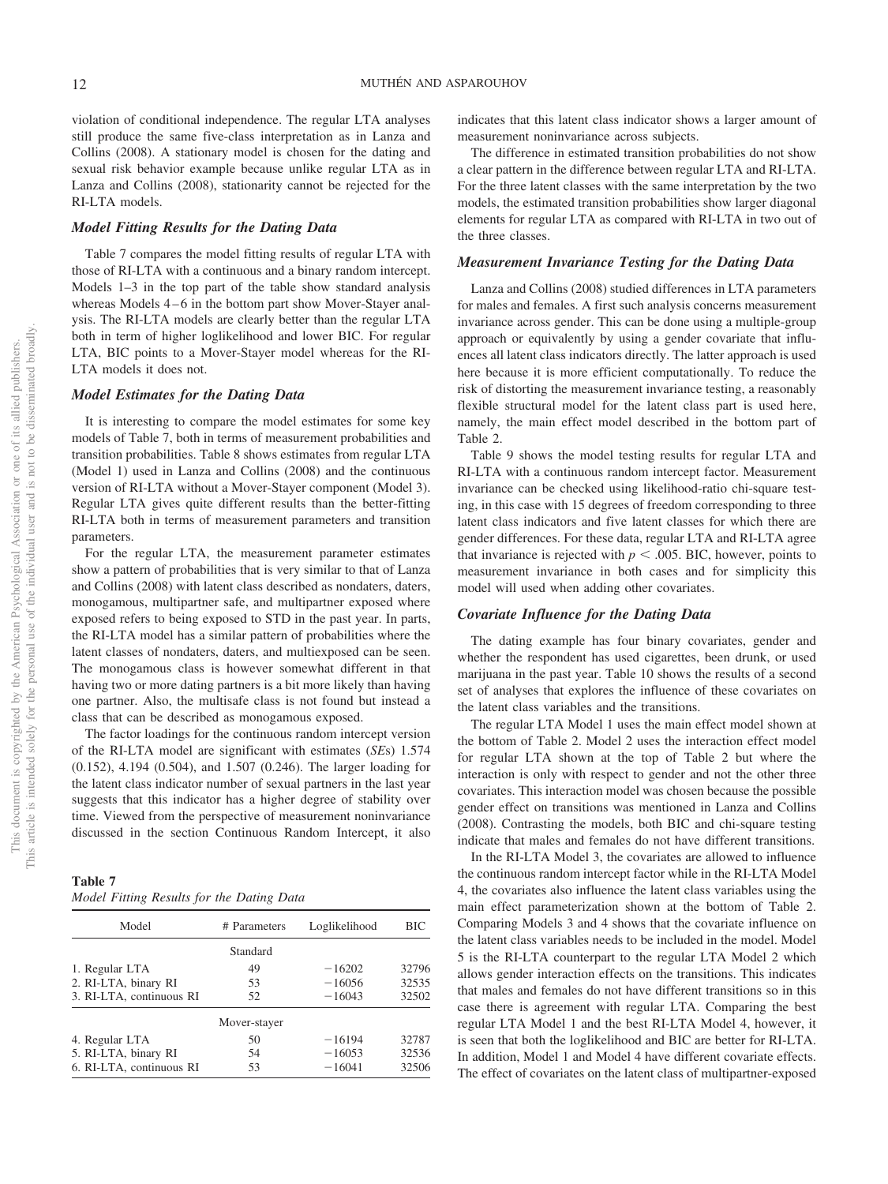violation of conditional independence. The regular LTA analyses still produce the same five-class interpretation as in Lanza and Collins (2008). A stationary model is chosen for the dating and sexual risk behavior example because unlike regular LTA as in Lanza and Collins (2008), stationarity cannot be rejected for the RI-LTA models.

### Model Fitting Results for the Dating Data

Table 7 compares the model fitting results of regular LTA with those of RI-LTA with a continuous and a binary random intercept. Models 1–3 in the top part of the table show standard analysis whereas Models 4–6 in the bottom part show Mover-Stayer analysis. The RI-LTA models are clearly better than the regular LTA both in term of higher loglikelihood and lower BIC. For regular LTA, BIC points to a Mover-Stayer model whereas for the RI-LTA models it does not.

### Model Estimates for the Dating Data

It is interesting to compare the model estimates for some key models of Table 7, both in terms of measurement probabilities and transition probabilities. Table 8 shows estimates from regular LTA (Model 1) used in Lanza and Collins (2008) and the continuous version of RI-LTA without a Mover-Stayer component (Model 3). Regular LTA gives quite different results than the better-fitting RI-LTA both in terms of measurement parameters and transition parameters.

For the regular LTA, the measurement parameter estimates show a pattern of probabilities that is very similar to that of Lanza and Collins (2008) with latent class described as nondaters, daters, monogamous, multipartner safe, and multipartner exposed where exposed refers to being exposed to STD in the past year. In parts, the RI-LTA model has a similar pattern of probabilities where the latent classes of nondaters, daters, and multiexposed can be seen. The monogamous class is however somewhat different in that having two or more dating partners is a bit more likely than having one partner. Also, the multisafe class is not found but instead a class that can be described as monogamous exposed.

The factor loadings for the continuous random intercept version of the RI-LTA model are significant with estimates (*SE*s) 1.574 (0.152), 4.194 (0.504), and 1.507 (0.246). The larger loading for the latent class indicator number of sexual partners in the last year suggests that this indicator has a higher degree of stability over time. Viewed from the perspective of measurement noninvariance discussed in the section Continuous Random Intercept, it also indicates that this latent class indicator shows a larger amount of measurement noninvariance across subjects.

The difference in estimated transition probabilities do not show a clear pattern in the difference between regular LTA and RI-LTA. For the three latent classes with the same interpretation by the two models, the estimated transition probabilities show larger diagonal elements for regular LTA as compared with RI-LTA in two out of the three classes.

**Table 7**
*Model Fitting Results for the Dating Data*

| Model | # Parameters | Loglikelihood | BIC |
|---|---|---|---|
| | Standard | | |
| 1. Regular LTA | 49 | −16202 | 32796 |
| 2. RI-LTA, binary RI | 53 | −16056 | 32535 |
| 3. RI-LTA, continuous RI | 52 | −16043 | 32502 |
| | Mover-stayer | | |
| 4. Regular LTA | 50 | −16194 | 32787 |
| 5. RI-LTA, binary RI | 54 | −16053 | 32536 |
| 6. RI-LTA, continuous RI | 53 | −16041 | 32506 |

### Measurement Invariance Testing for the Dating Data

Lanza and Collins (2008) studied differences in LTA parameters for males and females. A first such analysis concerns measurement invariance across gender. This can be done using a multiple-group approach or equivalently by using a gender covariate that influences all latent class indicators directly. The latter approach is used here because it is more efficient computationally. To reduce the risk of distorting the measurement invariance testing, a reasonably flexible structural model for the latent class part is used here, namely, the main effect model described in the bottom part of Table 2.

Table 9 shows the model testing results for regular LTA and RI-LTA with a continuous random intercept factor. Measurement invariance can be checked using likelihood-ratio chi-square testing, in this case with 15 degrees of freedom corresponding to three latent class indicators and five latent classes for which there are gender differences. For these data, regular LTA and RI-LTA agree that invariance is rejected with $p < .005$. BIC, however, points to measurement invariance in both cases and for simplicity this model will used when adding other covariates.

### Covariate Influence for the Dating Data

The dating example has four binary covariates, gender and whether the respondent has used cigarettes, been drunk, or used marijuana in the past year. Table 10 shows the results of a second set of analyses that explores the influence of these covariates on the latent class variables and the transitions.

The regular LTA Model 1 uses the main effect model shown at the bottom of Table 2. Model 2 uses the interaction effect model for regular LTA shown at the top of Table 2 but where the interaction is only with respect to gender and not the other three covariates. This interaction model was chosen because the possible gender effect on transitions was mentioned in Lanza and Collins (2008). Contrasting the models, both BIC and chi-square testing indicate that males and females do not have different transitions.

In the RI-LTA Model 3, the covariates are allowed to influence the continuous random intercept factor while in the RI-LTA Model 4, the covariates also influence the latent class variables using the main effect parameterization shown at the bottom of Table 2. Comparing Models 3 and 4 shows that the covariate influence on the latent class variables needs to be included in the model. Model 5 is the RI-LTA counterpart to the regular LTA Model 2 which allows gender interaction effects on the transitions. This indicates that males and females do not have different transitions so in this case there is agreement with regular LTA. Comparing the best regular LTA Model 1 and the best RI-LTA Model 4, however, it is seen that both the loglikelihood and BIC are better for RI-LTA. In addition, Model 1 and Model 4 have different covariate effects. The effect of covariates on the latent class of multipartner-exposed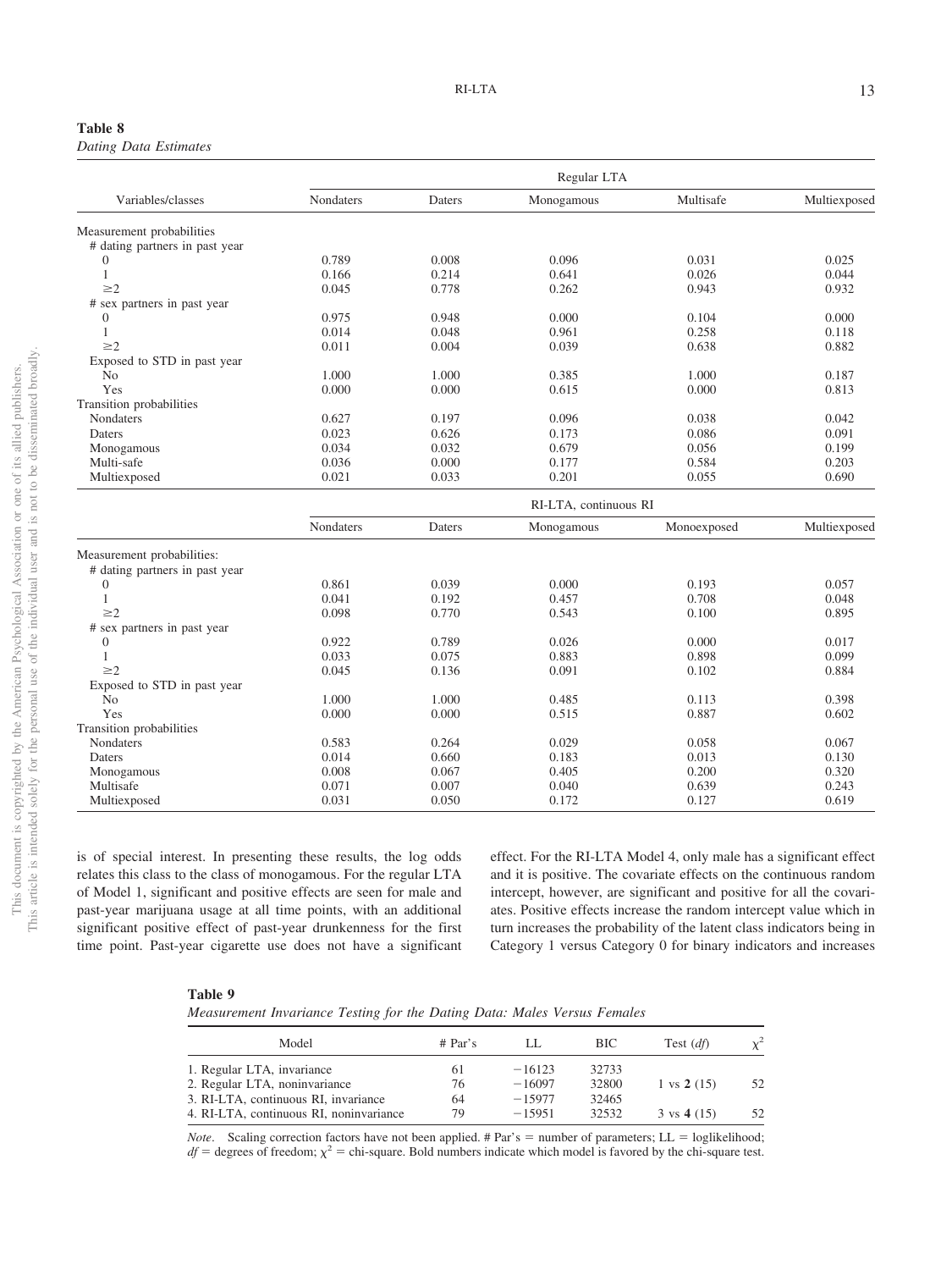**Table 8**
*Dating Data Estimates*

| Variables/classes | Regular LTA | | | | |
|---|---|---|---|---|---|
| | Nondaters | Daters | Monogamous | Multisafe | Multiexposed |
| Measurement probabilities | | | | | |
| # dating partners in past year | | | | | |
| 0 | 0.789 | 0.008 | 0.096 | 0.031 | 0.025 |
| 1 | 0.166 | 0.214 | 0.641 | 0.026 | 0.044 |
| ≥2 | 0.045 | 0.778 | 0.262 | 0.943 | 0.932 |
| # sex partners in past year | | | | | |
| 0 | 0.975 | 0.948 | 0.000 | 0.104 | 0.000 |
| 1 | 0.014 | 0.048 | 0.961 | 0.258 | 0.118 |
| ≥2 | 0.011 | 0.004 | 0.039 | 0.638 | 0.882 |
| Exposed to STD in past year | | | | | |
| No | 1.000 | 1.000 | 0.385 | 1.000 | 0.187 |
| Yes | 0.000 | 0.000 | 0.615 | 0.000 | 0.813 |
| Transition probabilities | | | | | |
| Nondaters | 0.627 | 0.197 | 0.096 | 0.038 | 0.042 |
| Daters | 0.023 | 0.626 | 0.173 | 0.086 | 0.091 |
| Monogamous | 0.034 | 0.032 | 0.679 | 0.056 | 0.199 |
| Multi-safe | 0.036 | 0.000 | 0.177 | 0.584 | 0.203 |
| Multiexposed | 0.021 | 0.033 | 0.201 | 0.055 | 0.690 |
| | RI-LTA, continuous RI | | | | |
| | Nondaters | Daters | Monogamous | Monoexposed | Multiexposed |
| Measurement probabilities: | | | | | |
| # dating partners in past year | | | | | |
| 0 | 0.861 | 0.039 | 0.000 | 0.193 | 0.057 |
| 1 | 0.041 | 0.192 | 0.457 | 0.708 | 0.048 |
| ≥2 | 0.098 | 0.770 | 0.543 | 0.100 | 0.895 |
| # sex partners in past year | | | | | |
| 0 | 0.922 | 0.789 | 0.026 | 0.000 | 0.017 |
| 1 | 0.033 | 0.075 | 0.883 | 0.898 | 0.099 |
| ≥2 | 0.045 | 0.136 | 0.091 | 0.102 | 0.884 |
| Exposed to STD in past year | | | | | |
| No | 1.000 | 1.000 | 0.485 | 0.113 | 0.398 |
| Yes | 0.000 | 0.000 | 0.515 | 0.887 | 0.602 |
| Transition probabilities | | | | | |
| Nondaters | 0.583 | 0.264 | 0.029 | 0.058 | 0.067 |
| Daters | 0.014 | 0.660 | 0.183 | 0.013 | 0.130 |
| Monogamous | 0.008 | 0.067 | 0.405 | 0.200 | 0.320 |
| Multisafe | 0.071 | 0.007 | 0.040 | 0.639 | 0.243 |
| Multiexposed | 0.031 | 0.050 | 0.172 | 0.127 | 0.619 |

is of special interest. In presenting these results, the log odds relates this class to the class of monogamous. For the regular LTA of Model 1, significant and positive effects are seen for male and past-year marijuana usage at all time points, with an additional significant positive effect of past-year drunkenness for the first time point. Past-year cigarette use does not have a significant effect. For the RI-LTA Model 4, only male has a significant effect and it is positive. The covariate effects on the continuous random intercept, however, are significant and positive for all the covariates. Positive effects increase the random intercept value which in turn increases the probability of the latent class indicators being in Category 1 versus Category 0 for binary indicators and increases

**Table 9**
*Measurement Invariance Testing for the Dating Data: Males Versus Females*

| Model | # Par's | LL | BIC | Test (*df*) | $\chi^2$ |
|---|---|---|---|---|---|
| 1. Regular LTA, invariance | 61 | −16123 | 32733 | | |
| 2. Regular LTA, noninvariance | 76 | −16097 | 32800 | 1 vs **2** (15) | 52 |
| 3. RI-LTA, continuous RI, invariance | 64 | −15977 | 32465 | | |
| 4. RI-LTA, continuous RI, noninvariance | 79 | −15951 | 32532 | 3 vs **4** (15) | 52 |

*Note*. Scaling correction factors have not been applied. # Par's = number of parameters; LL = loglikelihood; *df* = degrees of freedom; $\chi^2$ = chi-square. Bold numbers indicate which model is favored by the chi-square test.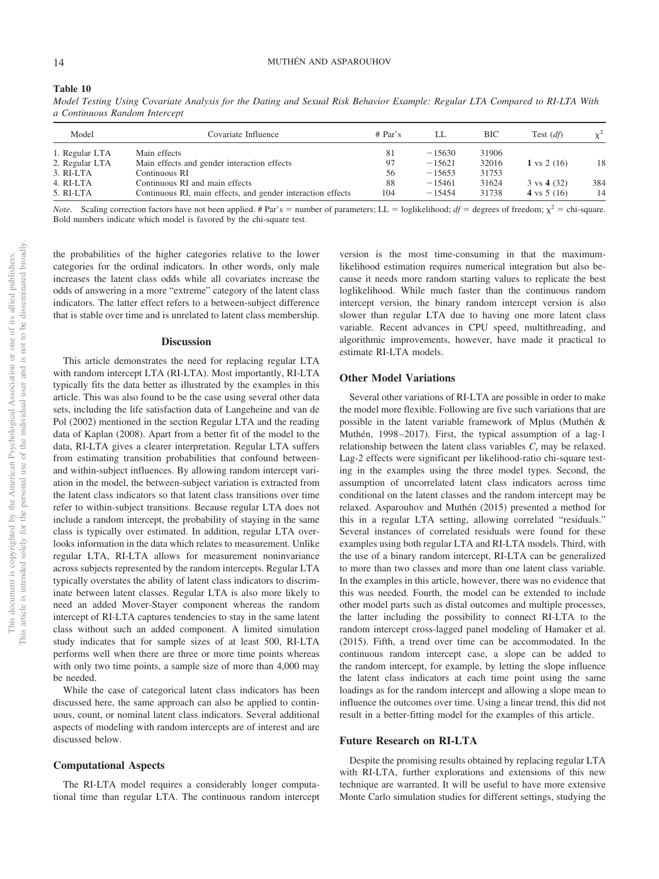**Table 10**

*Model Testing Using Covariate Analysis for the Dating and Sexual Risk Behavior Example: Regular LTA Compared to RI-LTA With a Continuous Random Intercept*

| Model | Covariate Influence | # Par's | LL | BIC | Test (*df*) | $\chi^2$ |
|---|---|---|---|---|---|---|
| 1. Regular LTA | Main effects | 81 | −15630 | 31906 | | |
| 2. Regular LTA | Main effects and gender interaction effects | 97 | −15621 | 32016 | **1** vs 2 (16) | 18 |
| 3. RI-LTA | Continuous RI | 56 | −15653 | 31753 | | |
| 4. RI-LTA | Continuous RI and main effects | 88 | −15461 | 31624 | 3 vs **4** (32) | 384 |
| 5. RI-LTA | Continuous RI, main effects, and gender interaction effects | 104 | −15454 | 31738 | **4** vs 5 (16) | 14 |

*Note*. Scaling correction factors have not been applied. # Par's = number of parameters; LL = loglikelihood; *df* = degrees of freedom; $\chi^2$ = chi-square. Bold numbers indicate which model is favored by the chi-square test.

the probabilities of the higher categories relative to the lower categories for the ordinal indicators. In other words, only male increases the latent class odds while all covariates increase the odds of answering in a more "extreme" category of the latent class indicators. The latter effect refers to a between-subject difference that is stable over time and is unrelated to latent class membership.

## Discussion

This article demonstrates the need for replacing regular LTA with random intercept LTA (RI-LTA). Most importantly, RI-LTA typically fits the data better as illustrated by the examples in this article. This was also found to be the case using several other data sets, including the life satisfaction data of Langeheine and van de Pol (2002) mentioned in the section Regular LTA and the reading data of Kaplan (2008). Apart from a better fit of the model to the data, RI-LTA gives a clearer interpretation. Regular LTA suffers from estimating transition probabilities that confound between- and within-subject influences. By allowing random intercept variation in the model, the between-subject variation is extracted from the latent class indicators so that latent class transitions over time refer to within-subject transitions. Because regular LTA does not include a random intercept, the probability of staying in the same class is typically over estimated. In addition, regular LTA overlooks information in the data which relates to measurement. Unlike regular LTA, RI-LTA allows for measurement noninvariance across subjects represented by the random intercepts. Regular LTA typically overstates the ability of latent class indicators to discriminate between latent classes. Regular LTA is also more likely to need an added Mover-Stayer component whereas the random intercept of RI-LTA captures tendencies to stay in the same latent class without such an added component. A limited simulation study indicates that for sample sizes of at least 500, RI-LTA performs well when there are three or more time points whereas with only two time points, a sample size of more than 4,000 may be needed.

While the case of categorical latent class indicators has been discussed here, the same approach can also be applied to continuous, count, or nominal latent class indicators. Several additional aspects of modeling with random intercepts are of interest and are discussed below.

### Computational Aspects

The RI-LTA model requires a considerably longer computational time than regular LTA. The continuous random intercept version is the most time-consuming in that the maximum-likelihood estimation requires numerical integration but also because it needs more random starting values to replicate the best loglikelihood. While much faster than the continuous random intercept version, the binary random intercept version is also slower than regular LTA due to having one more latent class variable. Recent advances in CPU speed, multithreading, and algorithmic improvements, however, have made it practical to estimate RI-LTA models.

### Other Model Variations

Several other variations of RI-LTA are possible in order to make the model more flexible. Following are five such variations that are possible in the latent variable framework of Mplus (Muthén & Muthén, 1998–2017). First, the typical assumption of a lag-1 relationship between the latent class variables $C_t$ may be relaxed. Lag-2 effects were significant per likelihood-ratio chi-square testing in the examples using the three model types. Second, the assumption of uncorrelated latent class indicators across time conditional on the latent classes and the random intercept may be relaxed. Asparouhov and Muthén (2015) presented a method for this in a regular LTA setting, allowing correlated "residuals." Several instances of correlated residuals were found for these examples using both regular LTA and RI-LTA models. Third, with the use of a binary random intercept, RI-LTA can be generalized to more than two classes and more than one latent class variable. In the examples in this article, however, there was no evidence that this was needed. Fourth, the model can be extended to include other model parts such as distal outcomes and multiple processes, the latter including the possibility to connect RI-LTA to the random intercept cross-lagged panel modeling of Hamaker et al. (2015). Fifth, a trend over time can be accommodated. In the continuous random intercept case, a slope can be added to the random intercept, for example, by letting the slope influence the latent class indicators at each time point using the same loadings as for the random intercept and allowing a slope mean to influence the outcomes over time. Using a linear trend, this did not result in a better-fitting model for the examples of this article.

### Future Research on RI-LTA

Despite the promising results obtained by replacing regular LTA with RI-LTA, further explorations and extensions of this new technique are warranted. It will be useful to have more extensive Monte Carlo simulation studies for different settings, studying the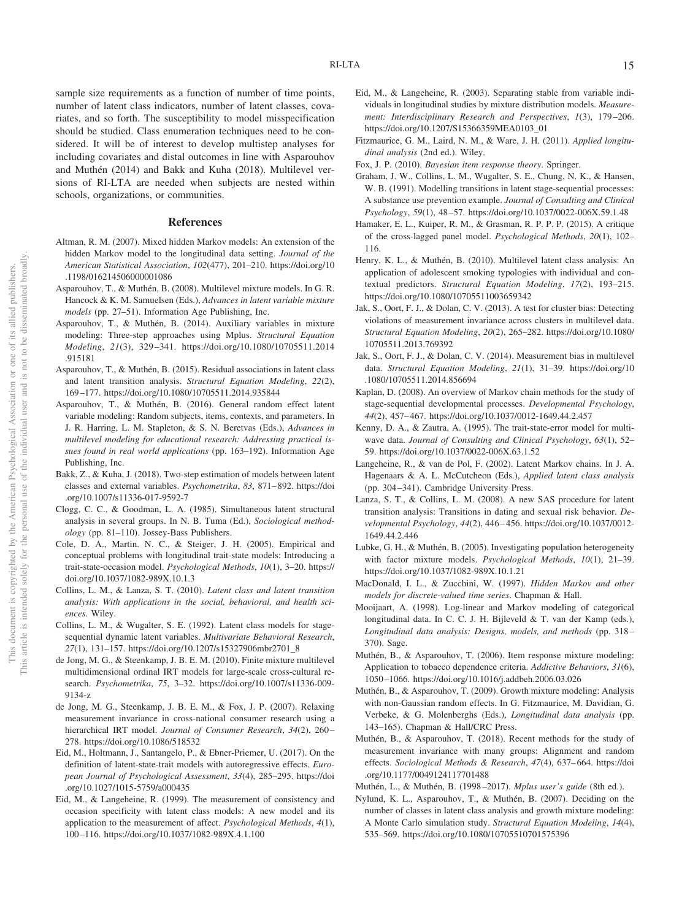sample size requirements as a function of number of time points, number of latent class indicators, number of latent classes, covariates, and so forth. The susceptibility to model misspecification should be studied. Class enumeration techniques need to be considered. It will be of interest to develop multistep analyses for including covariates and distal outcomes in line with Asparouhov and Muthén (2014) and Bakk and Kuha (2018). Multilevel versions of RI-LTA are needed when subjects are nested within schools, organizations, or communities.

## References

Altman, R. M. (2007). Mixed hidden Markov models: An extension of the hidden Markov model to the longitudinal data setting. *Journal of the American Statistical Association*, *102*(477), 201–210. https://doi.org/10.1198/016214506000001086

Asparouhov, T., & Muthén, B. (2008). Multilevel mixture models. In G. R. Hancock & K. M. Samuelsen (Eds.), *Advances in latent variable mixture models* (pp. 27–51). Information Age Publishing, Inc.

Asparouhov, T., & Muthén, B. (2014). Auxiliary variables in mixture modeling: Three-step approaches using Mplus. *Structural Equation Modeling*, *21*(3), 329–341. https://doi.org/10.1080/10705511.2014.915181

Asparouhov, T., & Muthén, B. (2015). Residual associations in latent class and latent transition analysis. *Structural Equation Modeling*, *22*(2), 169–177. https://doi.org/10.1080/10705511.2014.935844

Asparouhov, T., & Muthén, B. (2016). General random effect latent variable modeling: Random subjects, items, contexts, and parameters. In J. R. Harring, L. M. Stapleton, & S. N. Beretvas (Eds.), *Advances in multilevel modeling for educational research: Addressing practical issues found in real world applications* (pp. 163–192). Information Age Publishing, Inc.

Bakk, Z., & Kuha, J. (2018). Two-step estimation of models between latent classes and external variables. *Psychometrika*, *83*, 871–892. https://doi.org/10.1007/s11336-017-9592-7

Clogg, C. C., & Goodman, L. A. (1985). Simultaneous latent structural analysis in several groups. In N. B. Tuma (Ed.), *Sociological methodology* (pp. 81–110). Jossey-Bass Publishers.

Cole, D. A., Martin. N. C., & Steiger, J. H. (2005). Empirical and conceptual problems with longitudinal trait-state models: Introducing a trait-state-occasion model. *Psychological Methods*, *10*(1), 3–20. https://doi.org/10.1037/1082-989X.10.1.3

Collins, L. M., & Lanza, S. T. (2010). *Latent class and latent transition analysis: With applications in the social, behavioral, and health sciences*. Wiley.

Collins, L. M., & Wugalter, S. E. (1992). Latent class models for stage-sequential dynamic latent variables. *Multivariate Behavioral Research*, *27*(1), 131–157. https://doi.org/10.1207/s15327906mbr2701_8

de Jong, M. G., & Steenkamp, J. B. E. M. (2010). Finite mixture multilevel multidimensional ordinal IRT models for large-scale cross-cultural research. *Psychometrika*, *75*, 3–32. https://doi.org/10.1007/s11336-009-9134-z

de Jong, M. G., Steenkamp, J. B. E. M., & Fox, J. P. (2007). Relaxing measurement invariance in cross-national consumer research using a hierarchical IRT model. *Journal of Consumer Research*, *34*(2), 260–278. https://doi.org/10.1086/518532

Eid, M., Holtmann, J., Santangelo, P., & Ebner-Priemer, U. (2017). On the definition of latent-state-trait models with autoregressive effects. *European Journal of Psychological Assessment*, *33*(4), 285–295. https://doi.org/10.1027/1015-5759/a000435

Eid, M., & Langeheine, R. (1999). The measurement of consistency and occasion specificity with latent class models: A new model and its application to the measurement of affect. *Psychological Methods*, *4*(1), 100–116. https://doi.org/10.1037/1082-989X.4.1.100

Eid, M., & Langeheine, R. (2003). Separating stable from variable individuals in longitudinal studies by mixture distribution models. *Measurement: Interdisciplinary Research and Perspectives*, *1*(3), 179–206. https://doi.org/10.1207/S15366359MEA0103_01

Fitzmaurice, G. M., Laird, N. M., & Ware, J. H. (2011). *Applied longitudinal analysis* (2nd ed.). Wiley.

Fox, J. P. (2010). *Bayesian item response theory*. Springer.

Graham, J. W., Collins, L. M., Wugalter, S. E., Chung, N. K., & Hansen, W. B. (1991). Modelling transitions in latent stage-sequential processes: A substance use prevention example. *Journal of Consulting and Clinical Psychology*, *59*(1), 48–57. https://doi.org/10.1037/0022-006X.59.1.48

Hamaker, E. L., Kuiper, R. M., & Grasman, R. P. P. P. (2015). A critique of the cross-lagged panel model. *Psychological Methods*, *20*(1), 102–116.

Henry, K. L., & Muthén, B. (2010). Multilevel latent class analysis: An application of adolescent smoking typologies with individual and contextual predictors. *Structural Equation Modeling*, *17*(2), 193–215. https://doi.org/10.1080/10705511003659342

Jak, S., Oort, F. J., & Dolan, C. V. (2013). A test for cluster bias: Detecting violations of measurement invariance across clusters in multilevel data. *Structural Equation Modeling*, *20*(2), 265–282. https://doi.org/10.1080/10705511.2013.769392

Jak, S., Oort, F. J., & Dolan, C. V. (2014). Measurement bias in multilevel data. *Structural Equation Modeling*, *21*(1), 31–39. https://doi.org/10.1080/10705511.2014.856694

Kaplan, D. (2008). An overview of Markov chain methods for the study of stage-sequential developmental processes. *Developmental Psychology*, *44*(2), 457–467. https://doi.org/10.1037/0012-1649.44.2.457

Kenny, D. A., & Zautra, A. (1995). The trait-state-error model for multiwave data. *Journal of Consulting and Clinical Psychology*, *63*(1), 52–59. https://doi.org/10.1037/0022-006X.63.1.52

Langeheine, R., & van de Pol, F. (2002). Latent Markov chains. In J. A. Hagenaars & A. L. McCutcheon (Eds.), *Applied latent class analysis* (pp. 304–341). Cambridge University Press.

Lanza, S. T., & Collins, L. M. (2008). A new SAS procedure for latent transition analysis: Transitions in dating and sexual risk behavior. *Developmental Psychology*, *44*(2), 446–456. https://doi.org/10.1037/0012-1649.44.2.446

Lubke, G. H., & Muthén, B. (2005). Investigating population heterogeneity with factor mixture models. *Psychological Methods*, *10*(1), 21–39. https://doi.org/10.1037/1082-989X.10.1.21

MacDonald, I. L., & Zucchini, W. (1997). *Hidden Markov and other models for discrete-valued time series*. Chapman & Hall.

Mooijaart, A. (1998). Log-linear and Markov modeling of categorical longitudinal data. In C. C. J. H. Bijleveld & T. van der Kamp (eds.), *Longitudinal data analysis: Designs, models, and methods* (pp. 318–370). Sage.

Muthén, B., & Asparouhov, T. (2006). Item response mixture modeling: Application to tobacco dependence criteria. *Addictive Behaviors*, *31*(6), 1050–1066. https://doi.org/10.1016/j.addbeh.2006.03.026

Muthén, B., & Asparouhov, T. (2009). Growth mixture modeling: Analysis with non-Gaussian random effects. In G. Fitzmaurice, M. Davidian, G. Verbeke, & G. Molenberghs (Eds.), *Longitudinal data analysis* (pp. 143–165). Chapman & Hall/CRC Press.

Muthén, B., & Asparouhov, T. (2018). Recent methods for the study of measurement invariance with many groups: Alignment and random effects. *Sociological Methods & Research*, *47*(4), 637–664. https://doi.org/10.1177/0049124117701488

Muthén, L., & Muthén, B. (1998–2017). *Mplus user's guide* (8th ed.).

Nylund, K. L., Asparouhov, T., & Muthén, B. (2007). Deciding on the number of classes in latent class analysis and growth mixture modeling: A Monte Carlo simulation study. *Structural Equation Modeling*, *14*(4), 535–569. https://doi.org/10.1080/10705510701575396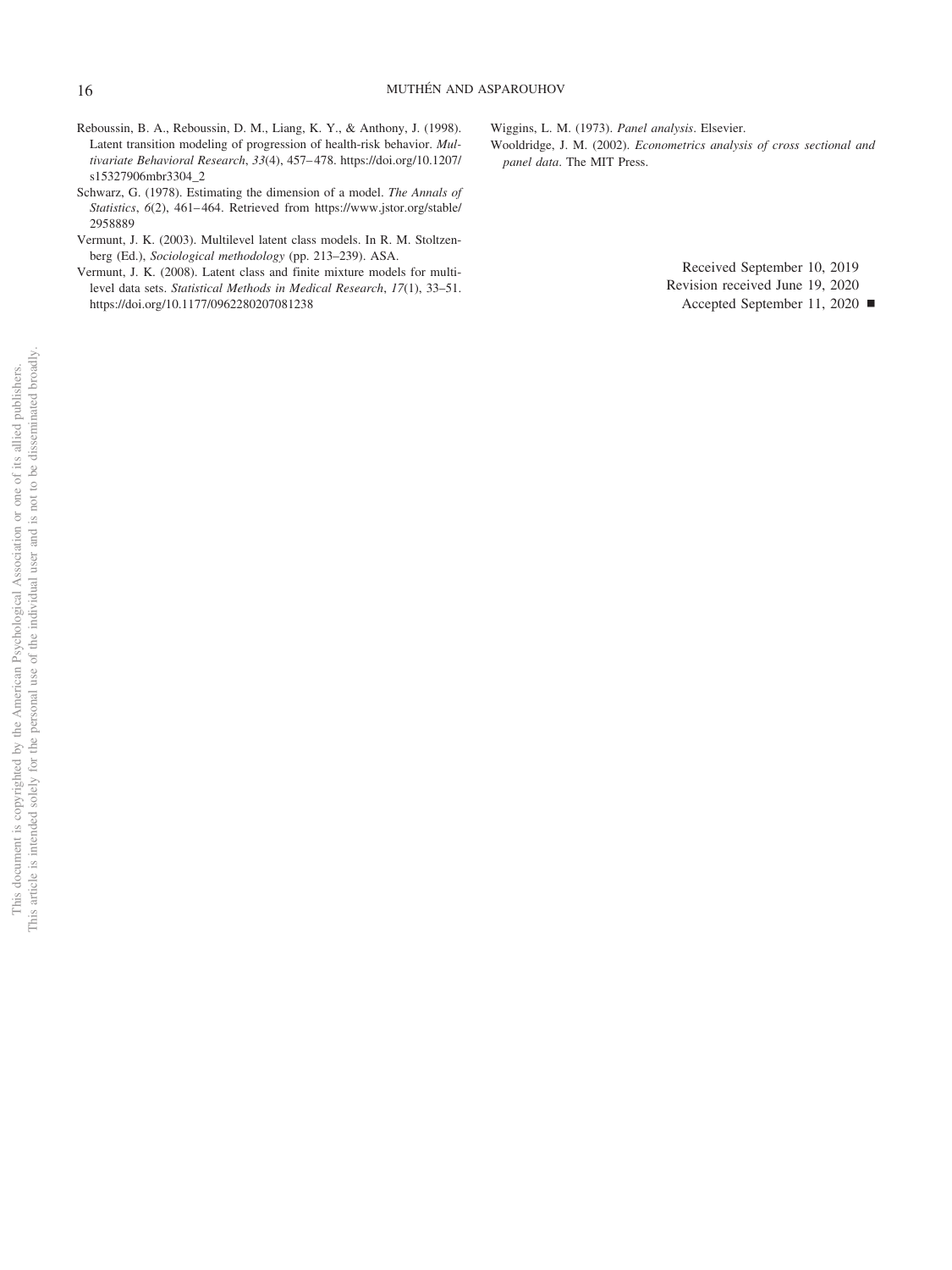Reboussin, B. A., Reboussin, D. M., Liang, K. Y., & Anthony, J. (1998). Latent transition modeling of progression of health-risk behavior. *Multivariate Behavioral Research*, *33*(4), 457–478. https://doi.org/10.1207/s15327906mbr3304_2

Schwarz, G. (1978). Estimating the dimension of a model. *The Annals of Statistics*, *6*(2), 461–464. Retrieved from https://www.jstor.org/stable/2958889

Vermunt, J. K. (2003). Multilevel latent class models. In R. M. Stoltzenberg (Ed.), *Sociological methodology* (pp. 213–239). ASA.

Vermunt, J. K. (2008). Latent class and finite mixture models for multilevel data sets. *Statistical Methods in Medical Research*, *17*(1), 33–51. https://doi.org/10.1177/0962280207081238

Wiggins, L. M. (1973). *Panel analysis*. Elsevier.

Wooldridge, J. M. (2002). *Econometrics analysis of cross sectional and panel data*. The MIT Press.

Received September 10, 2019
Revision received June 19, 2020
Accepted September 11, 2020 ■